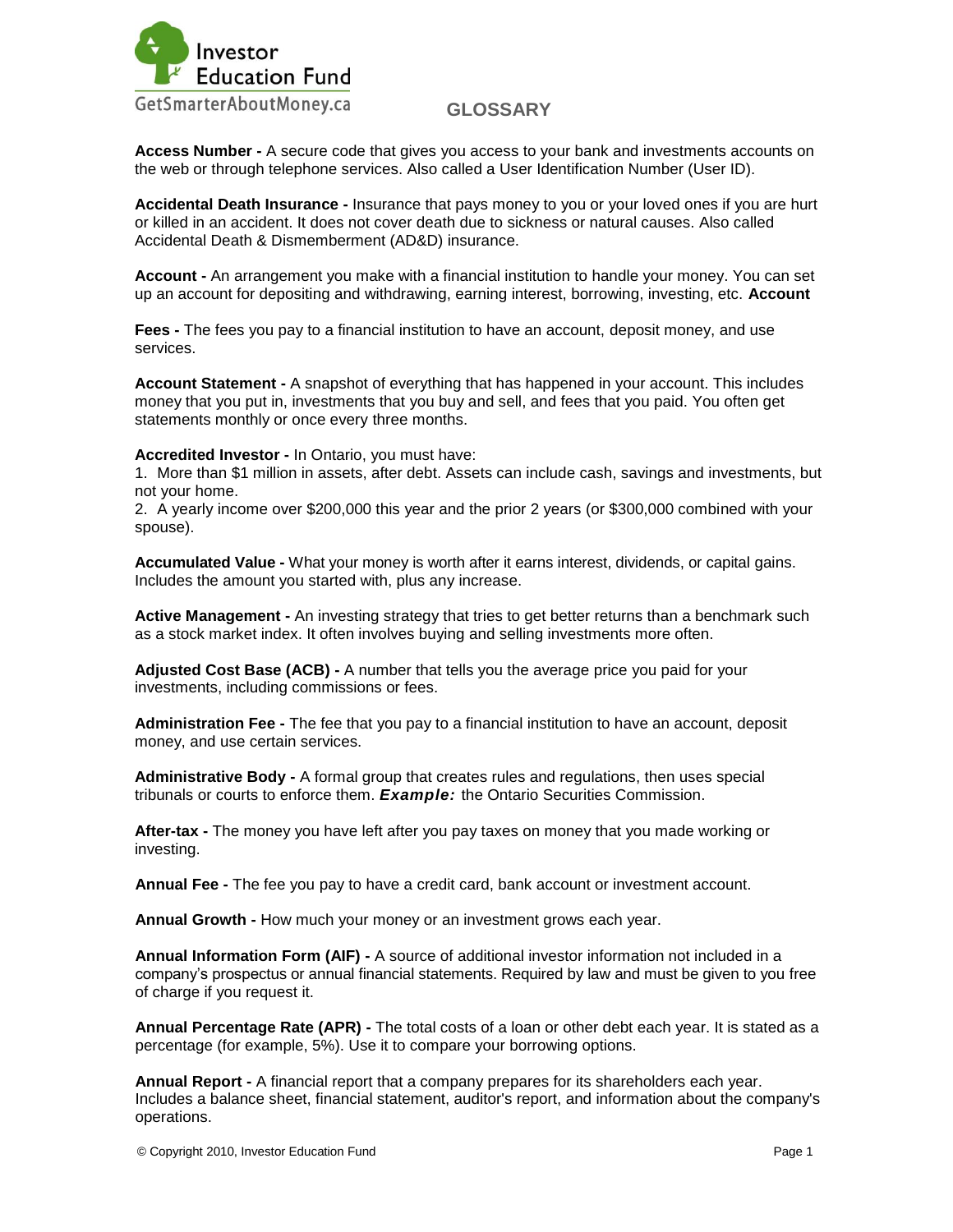Investor Education Fund

GetSmarterAboutMoney.ca

# GLOSSARY

**Access Number -** A secure code that gives you access to your bank and investments accounts on the web or through telephone services. Also called a User Identification Number (User ID).

**Accidental Death Insurance -** Insurance that pays money to you or your loved ones if you are hurt or killed in an accident. It does not cover death due to sickness or natural causes. Also called Accidental Death & Dismemberment (AD&D) insurance.

**Account -** An arrangement you make with a financial institution to handle your money. You can set up an account for depositing and withdrawing, earning interest, borrowing, investing, etc. **Account**

**Fees -** The fees you pay to a financial institution to have an account, deposit money, and use services.

**Account Statement -** A snapshot of everything that has happened in your account. This includes money that you put in, investments that you buy and sell, and fees that you paid. You often get statements monthly or once every three months.

**Accredited Investor -** In Ontario, you must have:
1. More than $1 million in assets, after debt. Assets can include cash, savings and investments, but not your home.
2. A yearly income over $200,000 this year and the prior 2 years (or $300,000 combined with your spouse).

**Accumulated Value -** What your money is worth after it earns interest, dividends, or capital gains. Includes the amount you started with, plus any increase.

**Active Management -** An investing strategy that tries to get better returns than a benchmark such as a stock market index. It often involves buying and selling investments more often.

**Adjusted Cost Base (ACB) -** A number that tells you the average price you paid for your investments, including commissions or fees.

**Administration Fee -** The fee that you pay to a financial institution to have an account, deposit money, and use certain services.

**Administrative Body -** A formal group that creates rules and regulations, then uses special tribunals or courts to enforce them. ***Example:*** the Ontario Securities Commission.

**After-tax -** The money you have left after you pay taxes on money that you made working or investing.

**Annual Fee -** The fee you pay to have a credit card, bank account or investment account.

**Annual Growth -** How much your money or an investment grows each year.

**Annual Information Form (AIF) -** A source of additional investor information not included in a company's prospectus or annual financial statements. Required by law and must be given to you free of charge if you request it.

**Annual Percentage Rate (APR) -** The total costs of a loan or other debt each year. It is stated as a percentage (for example, 5%). Use it to compare your borrowing options.

**Annual Report -** A financial report that a company prepares for its shareholders each year. Includes a balance sheet, financial statement, auditor's report, and information about the company's operations.

© Copyright 2010, Investor Education Fund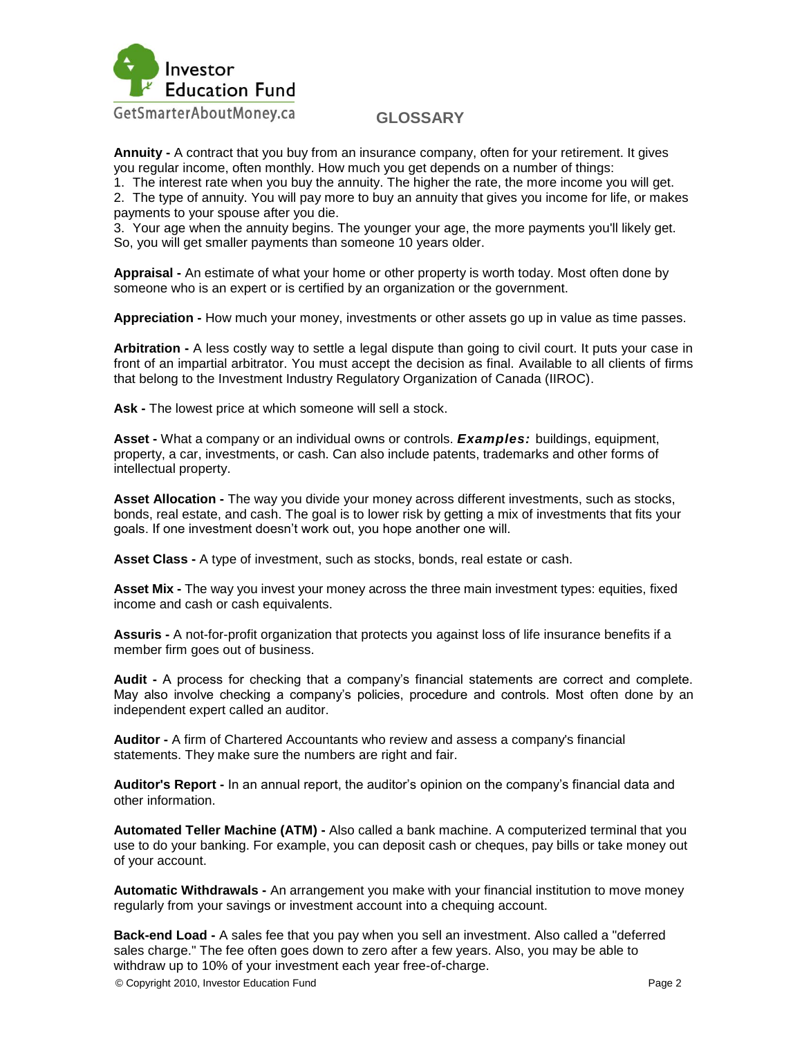## GLOSSARY

**Annuity -** A contract that you buy from an insurance company, often for your retirement. It gives you regular income, often monthly. How much you get depends on a number of things:

1. The interest rate when you buy the annuity. The higher the rate, the more income you will get.
2. The type of annuity. You will pay more to buy an annuity that gives you income for life, or makes payments to your spouse after you die.
3. Your age when the annuity begins. The younger your age, the more payments you'll likely get. So, you will get smaller payments than someone 10 years older.

**Appraisal -** An estimate of what your home or other property is worth today. Most often done by someone who is an expert or is certified by an organization or the government.

**Appreciation -** How much your money, investments or other assets go up in value as time passes.

**Arbitration -** A less costly way to settle a legal dispute than going to civil court. It puts your case in front of an impartial arbitrator. You must accept the decision as final. Available to all clients of firms that belong to the Investment Industry Regulatory Organization of Canada (IIROC).

**Ask -** The lowest price at which someone will sell a stock.

**Asset -** What a company or an individual owns or controls. ***Examples:*** buildings, equipment, property, a car, investments, or cash. Can also include patents, trademarks and other forms of intellectual property.

**Asset Allocation -** The way you divide your money across different investments, such as stocks, bonds, real estate, and cash. The goal is to lower risk by getting a mix of investments that fits your goals. If one investment doesn't work out, you hope another one will.

**Asset Class -** A type of investment, such as stocks, bonds, real estate or cash.

**Asset Mix -** The way you invest your money across the three main investment types: equities, fixed income and cash or cash equivalents.

**Assuris -** A not-for-profit organization that protects you against loss of life insurance benefits if a member firm goes out of business.

**Audit -** A process for checking that a company's financial statements are correct and complete. May also involve checking a company's policies, procedure and controls. Most often done by an independent expert called an auditor.

**Auditor -** A firm of Chartered Accountants who review and assess a company's financial statements. They make sure the numbers are right and fair.

**Auditor's Report -** In an annual report, the auditor's opinion on the company's financial data and other information.

**Automated Teller Machine (ATM) -** Also called a bank machine. A computerized terminal that you use to do your banking. For example, you can deposit cash or cheques, pay bills or take money out of your account.

**Automatic Withdrawals -** An arrangement you make with your financial institution to move money regularly from your savings or investment account into a chequing account.

**Back-end Load -** A sales fee that you pay when you sell an investment. Also called a "deferred sales charge." The fee often goes down to zero after a few years. Also, you may be able to withdraw up to 10% of your investment each year free-of-charge.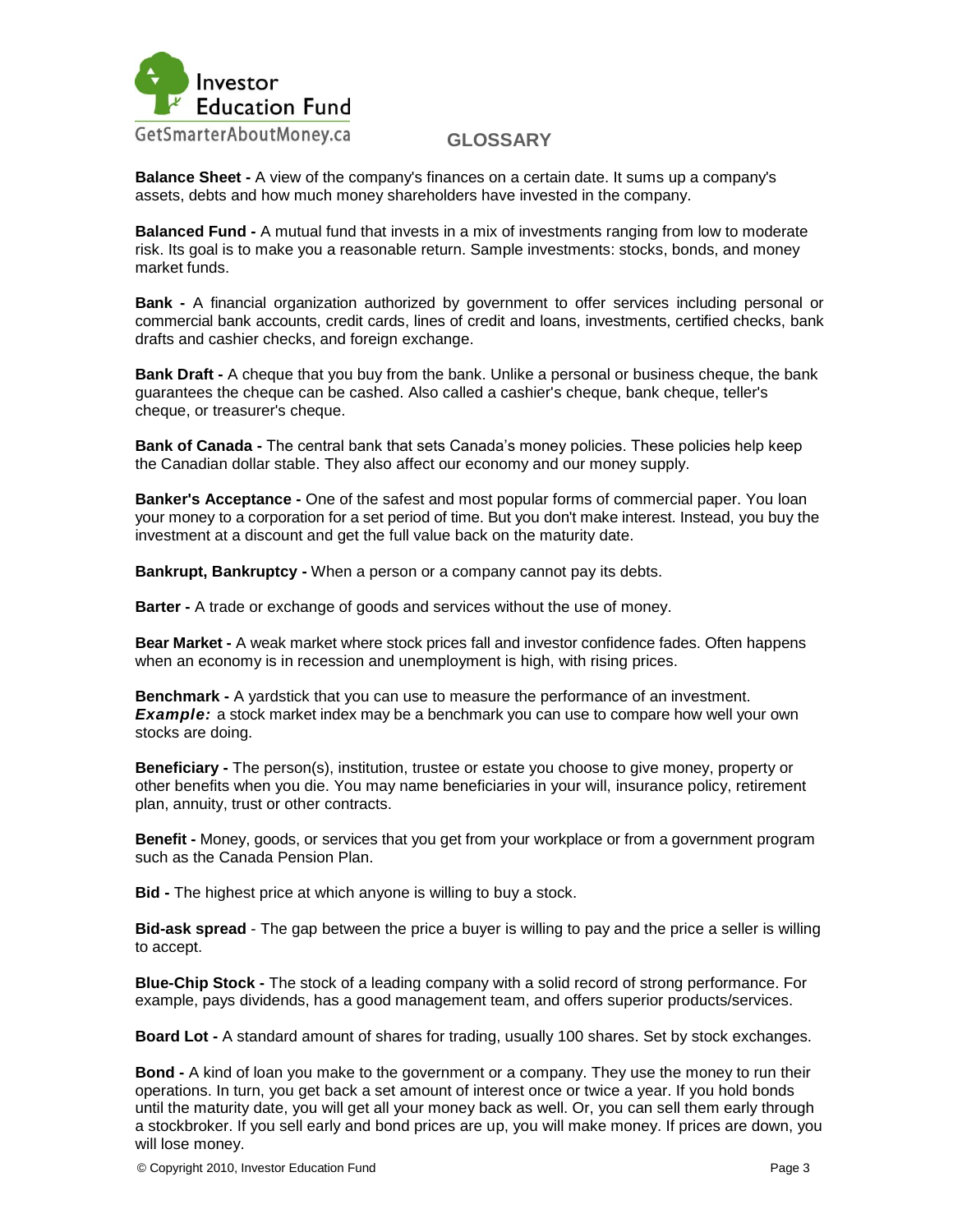## GLOSSARY

**Balance Sheet -** A view of the company's finances on a certain date. It sums up a company's assets, debts and how much money shareholders have invested in the company.

**Balanced Fund -** A mutual fund that invests in a mix of investments ranging from low to moderate risk. Its goal is to make you a reasonable return. Sample investments: stocks, bonds, and money market funds.

**Bank -** A financial organization authorized by government to offer services including personal or commercial bank accounts, credit cards, lines of credit and loans, investments, certified checks, bank drafts and cashier checks, and foreign exchange.

**Bank Draft -** A cheque that you buy from the bank. Unlike a personal or business cheque, the bank guarantees the cheque can be cashed. Also called a cashier's cheque, bank cheque, teller's cheque, or treasurer's cheque.

**Bank of Canada -** The central bank that sets Canada's money policies. These policies help keep the Canadian dollar stable. They also affect our economy and our money supply.

**Banker's Acceptance -** One of the safest and most popular forms of commercial paper. You loan your money to a corporation for a set period of time. But you don't make interest. Instead, you buy the investment at a discount and get the full value back on the maturity date.

**Bankrupt, Bankruptcy -** When a person or a company cannot pay its debts.

**Barter -** A trade or exchange of goods and services without the use of money.

**Bear Market -** A weak market where stock prices fall and investor confidence fades. Often happens when an economy is in recession and unemployment is high, with rising prices.

**Benchmark -** A yardstick that you can use to measure the performance of an investment. ***Example:*** a stock market index may be a benchmark you can use to compare how well your own stocks are doing.

**Beneficiary -** The person(s), institution, trustee or estate you choose to give money, property or other benefits when you die. You may name beneficiaries in your will, insurance policy, retirement plan, annuity, trust or other contracts.

**Benefit -** Money, goods, or services that you get from your workplace or from a government program such as the Canada Pension Plan.

**Bid -** The highest price at which anyone is willing to buy a stock.

**Bid-ask spread** - The gap between the price a buyer is willing to pay and the price a seller is willing to accept.

**Blue-Chip Stock -** The stock of a leading company with a solid record of strong performance. For example, pays dividends, has a good management team, and offers superior products/services.

**Board Lot -** A standard amount of shares for trading, usually 100 shares. Set by stock exchanges.

**Bond -** A kind of loan you make to the government or a company. They use the money to run their operations. In turn, you get back a set amount of interest once or twice a year. If you hold bonds until the maturity date, you will get all your money back as well. Or, you can sell them early through a stockbroker. If you sell early and bond prices are up, you will make money. If prices are down, you will lose money.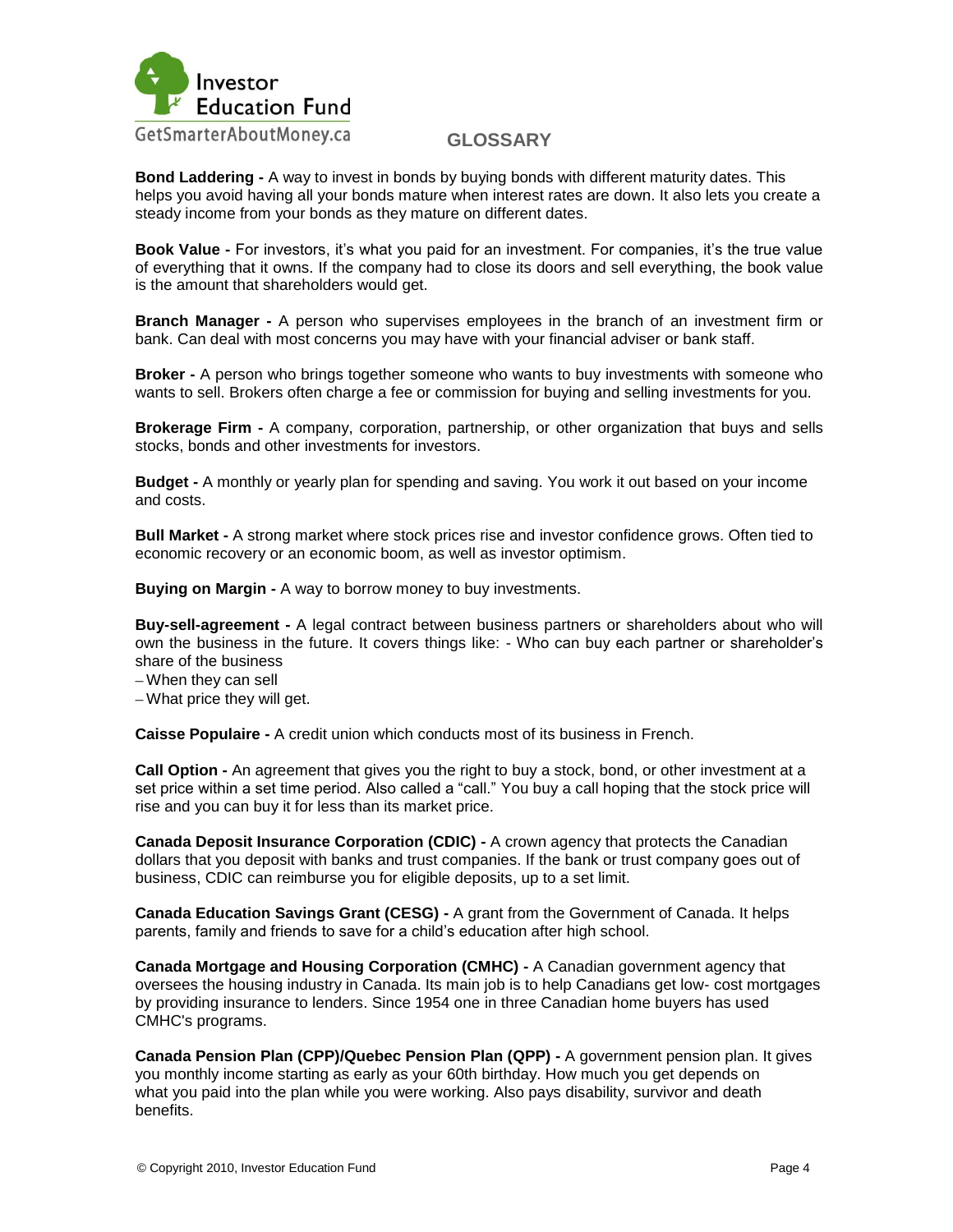## GLOSSARY

**Bond Laddering -** A way to invest in bonds by buying bonds with different maturity dates. This helps you avoid having all your bonds mature when interest rates are down. It also lets you create a steady income from your bonds as they mature on different dates.

**Book Value -** For investors, it's what you paid for an investment. For companies, it's the true value of everything that it owns. If the company had to close its doors and sell everything, the book value is the amount that shareholders would get.

**Branch Manager -** A person who supervises employees in the branch of an investment firm or bank. Can deal with most concerns you may have with your financial adviser or bank staff.

**Broker -** A person who brings together someone who wants to buy investments with someone who wants to sell. Brokers often charge a fee or commission for buying and selling investments for you.

**Brokerage Firm -** A company, corporation, partnership, or other organization that buys and sells stocks, bonds and other investments for investors.

**Budget -** A monthly or yearly plan for spending and saving. You work it out based on your income and costs.

**Bull Market -** A strong market where stock prices rise and investor confidence grows. Often tied to economic recovery or an economic boom, as well as investor optimism.

**Buying on Margin -** A way to borrow money to buy investments.

**Buy-sell-agreement -** A legal contract between business partners or shareholders about who will own the business in the future. It covers things like: - Who can buy each partner or shareholder's share of the business

– When they can sell
– What price they will get.

**Caisse Populaire -** A credit union which conducts most of its business in French.

**Call Option -** An agreement that gives you the right to buy a stock, bond, or other investment at a set price within a set time period. Also called a "call." You buy a call hoping that the stock price will rise and you can buy it for less than its market price.

**Canada Deposit Insurance Corporation (CDIC) -** A crown agency that protects the Canadian dollars that you deposit with banks and trust companies. If the bank or trust company goes out of business, CDIC can reimburse you for eligible deposits, up to a set limit.

**Canada Education Savings Grant (CESG) -** A grant from the Government of Canada. It helps parents, family and friends to save for a child's education after high school.

**Canada Mortgage and Housing Corporation (CMHC) -** A Canadian government agency that oversees the housing industry in Canada. Its main job is to help Canadians get low- cost mortgages by providing insurance to lenders. Since 1954 one in three Canadian home buyers has used CMHC's programs.

**Canada Pension Plan (CPP)/Quebec Pension Plan (QPP) -** A government pension plan. It gives you monthly income starting as early as your 60th birthday. How much you get depends on what you paid into the plan while you were working. Also pays disability, survivor and death benefits.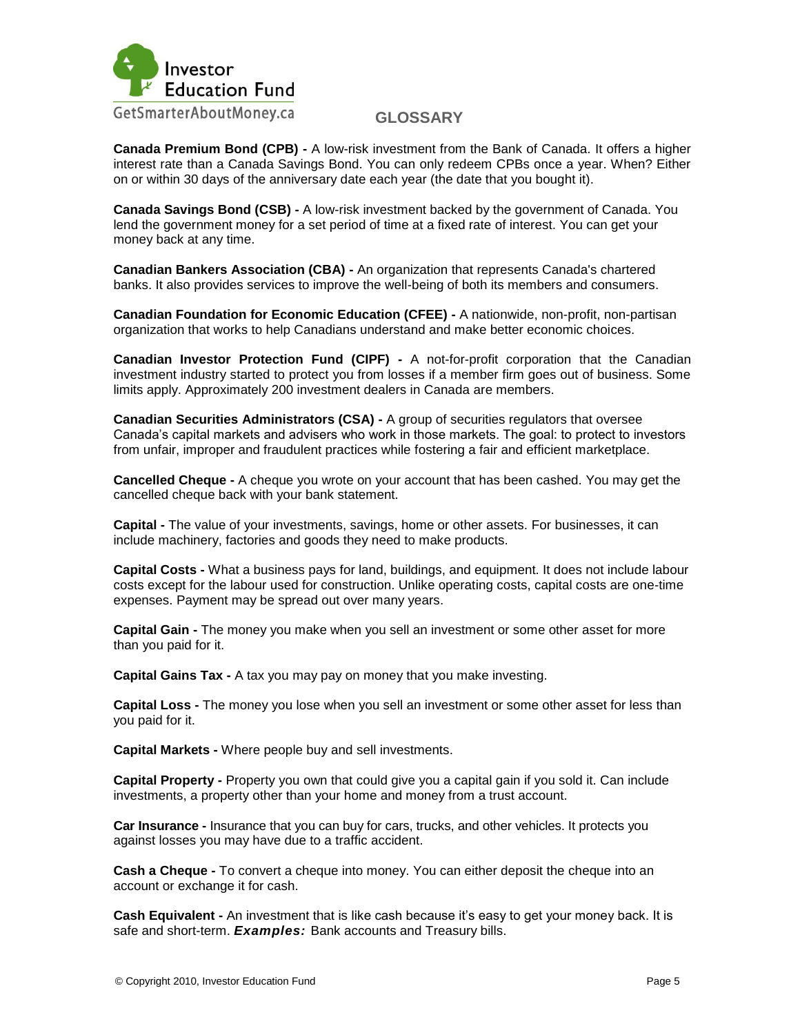Investor Education Fund

GetSmarterAboutMoney.ca

# GLOSSARY

**Canada Premium Bond (CPB) -** A low-risk investment from the Bank of Canada. It offers a higher interest rate than a Canada Savings Bond. You can only redeem CPBs once a year. When? Either on or within 30 days of the anniversary date each year (the date that you bought it).

**Canada Savings Bond (CSB) -** A low-risk investment backed by the government of Canada. You lend the government money for a set period of time at a fixed rate of interest. You can get your money back at any time.

**Canadian Bankers Association (CBA) -** An organization that represents Canada's chartered banks. It also provides services to improve the well-being of both its members and consumers.

**Canadian Foundation for Economic Education (CFEE) -** A nationwide, non-profit, non-partisan organization that works to help Canadians understand and make better economic choices.

**Canadian Investor Protection Fund (CIPF) -** A not-for-profit corporation that the Canadian investment industry started to protect you from losses if a member firm goes out of business. Some limits apply. Approximately 200 investment dealers in Canada are members.

**Canadian Securities Administrators (CSA) -** A group of securities regulators that oversee Canada's capital markets and advisers who work in those markets. The goal: to protect to investors from unfair, improper and fraudulent practices while fostering a fair and efficient marketplace.

**Cancelled Cheque -** A cheque you wrote on your account that has been cashed. You may get the cancelled cheque back with your bank statement.

**Capital -** The value of your investments, savings, home or other assets. For businesses, it can include machinery, factories and goods they need to make products.

**Capital Costs -** What a business pays for land, buildings, and equipment. It does not include labour costs except for the labour used for construction. Unlike operating costs, capital costs are one-time expenses. Payment may be spread out over many years.

**Capital Gain -** The money you make when you sell an investment or some other asset for more than you paid for it.

**Capital Gains Tax -** A tax you may pay on money that you make investing.

**Capital Loss -** The money you lose when you sell an investment or some other asset for less than you paid for it.

**Capital Markets -** Where people buy and sell investments.

**Capital Property -** Property you own that could give you a capital gain if you sold it. Can include investments, a property other than your home and money from a trust account.

**Car Insurance -** Insurance that you can buy for cars, trucks, and other vehicles. It protects you against losses you may have due to a traffic accident.

**Cash a Cheque -** To convert a cheque into money. You can either deposit the cheque into an account or exchange it for cash.

**Cash Equivalent -** An investment that is like cash because it's easy to get your money back. It is safe and short-term. ***Examples:*** Bank accounts and Treasury bills.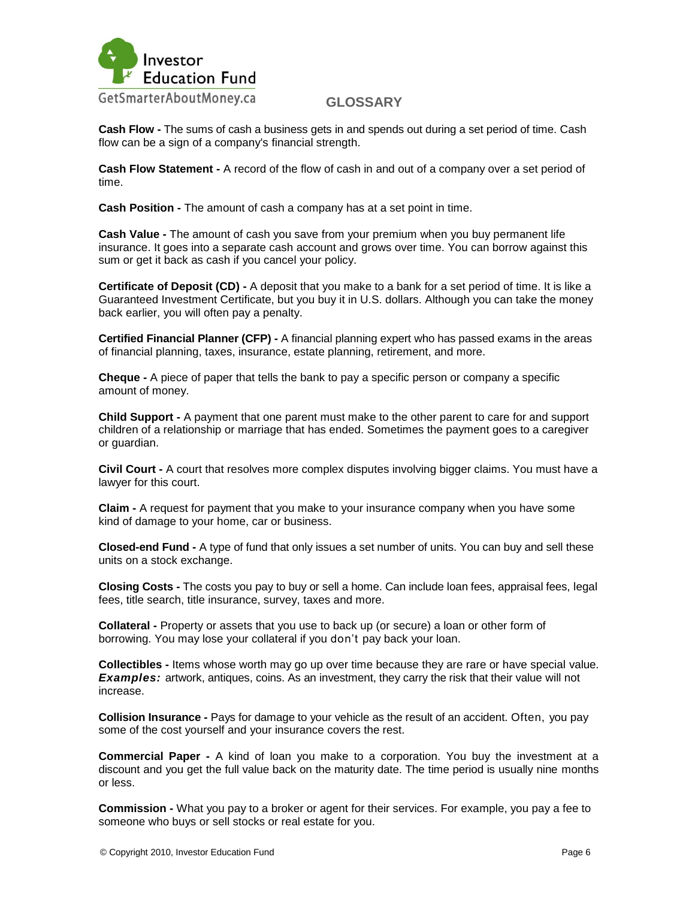## GLOSSARY

**Cash Flow -** The sums of cash a business gets in and spends out during a set period of time. Cash flow can be a sign of a company's financial strength.

**Cash Flow Statement -** A record of the flow of cash in and out of a company over a set period of time.

**Cash Position -** The amount of cash a company has at a set point in time.

**Cash Value -** The amount of cash you save from your premium when you buy permanent life insurance. It goes into a separate cash account and grows over time. You can borrow against this sum or get it back as cash if you cancel your policy.

**Certificate of Deposit (CD) -** A deposit that you make to a bank for a set period of time. It is like a Guaranteed Investment Certificate, but you buy it in U.S. dollars. Although you can take the money back earlier, you will often pay a penalty.

**Certified Financial Planner (CFP) -** A financial planning expert who has passed exams in the areas of financial planning, taxes, insurance, estate planning, retirement, and more.

**Cheque -** A piece of paper that tells the bank to pay a specific person or company a specific amount of money.

**Child Support -** A payment that one parent must make to the other parent to care for and support children of a relationship or marriage that has ended. Sometimes the payment goes to a caregiver or guardian.

**Civil Court -** A court that resolves more complex disputes involving bigger claims. You must have a lawyer for this court.

**Claim -** A request for payment that you make to your insurance company when you have some kind of damage to your home, car or business.

**Closed-end Fund -** A type of fund that only issues a set number of units. You can buy and sell these units on a stock exchange.

**Closing Costs -** The costs you pay to buy or sell a home. Can include loan fees, appraisal fees, legal fees, title search, title insurance, survey, taxes and more.

**Collateral -** Property or assets that you use to back up (or secure) a loan or other form of borrowing. You may lose your collateral if you don't pay back your loan.

**Collectibles -** Items whose worth may go up over time because they are rare or have special value. ***Examples:*** artwork, antiques, coins. As an investment, they carry the risk that their value will not increase.

**Collision Insurance -** Pays for damage to your vehicle as the result of an accident. Often, you pay some of the cost yourself and your insurance covers the rest.

**Commercial Paper -** A kind of loan you make to a corporation. You buy the investment at a discount and you get the full value back on the maturity date. The time period is usually nine months or less.

**Commission -** What you pay to a broker or agent for their services. For example, you pay a fee to someone who buys or sell stocks or real estate for you.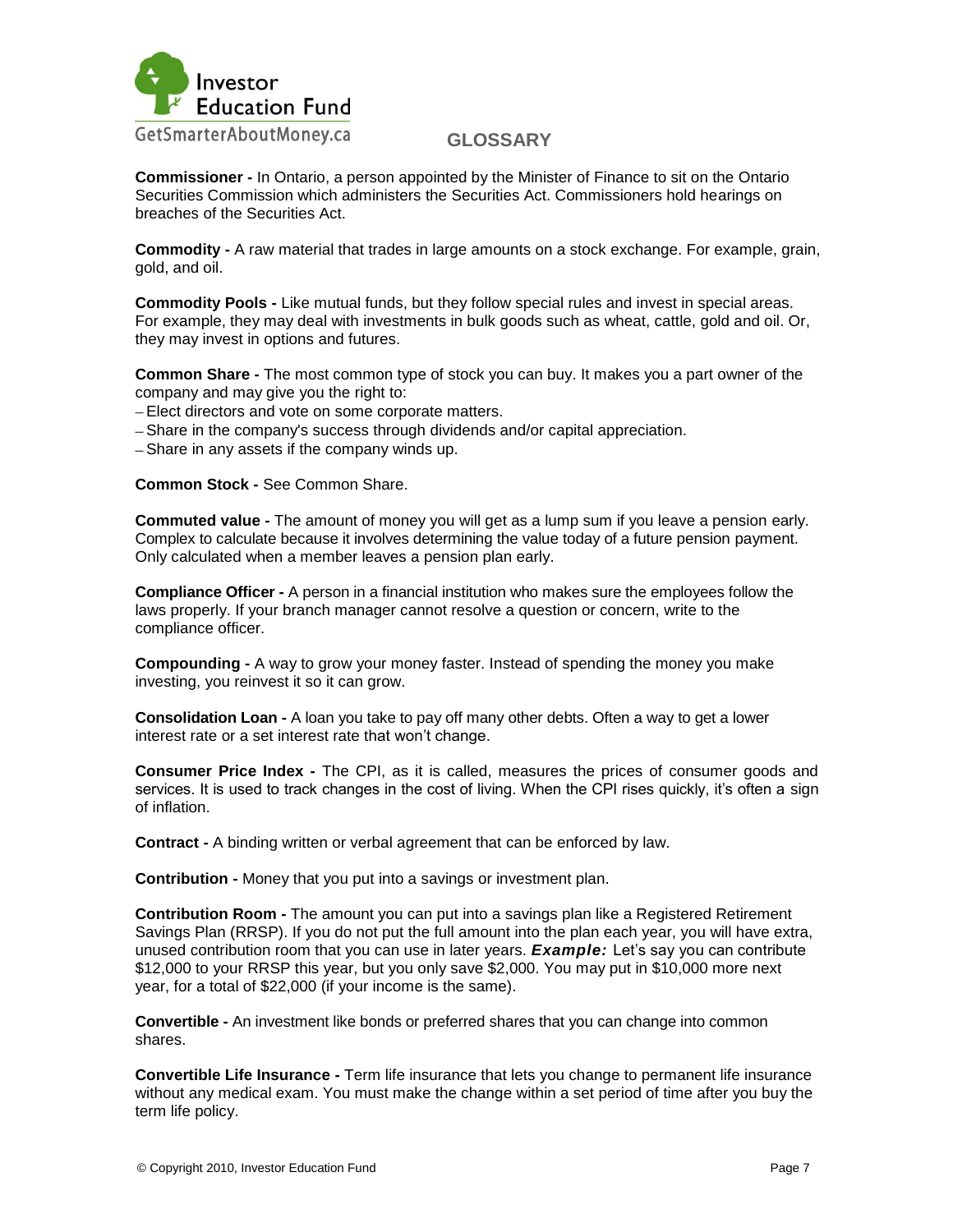## GLOSSARY

**Commissioner -** In Ontario, a person appointed by the Minister of Finance to sit on the Ontario Securities Commission which administers the Securities Act. Commissioners hold hearings on breaches of the Securities Act.

**Commodity -** A raw material that trades in large amounts on a stock exchange. For example, grain, gold, and oil.

**Commodity Pools -** Like mutual funds, but they follow special rules and invest in special areas. For example, they may deal with investments in bulk goods such as wheat, cattle, gold and oil. Or, they may invest in options and futures.

**Common Share -** The most common type of stock you can buy. It makes you a part owner of the company and may give you the right to:
– Elect directors and vote on some corporate matters.
– Share in the company's success through dividends and/or capital appreciation.
– Share in any assets if the company winds up.

**Common Stock -** See Common Share.

**Commuted value -** The amount of money you will get as a lump sum if you leave a pension early. Complex to calculate because it involves determining the value today of a future pension payment. Only calculated when a member leaves a pension plan early.

**Compliance Officer -** A person in a financial institution who makes sure the employees follow the laws properly. If your branch manager cannot resolve a question or concern, write to the compliance officer.

**Compounding -** A way to grow your money faster. Instead of spending the money you make investing, you reinvest it so it can grow.

**Consolidation Loan -** A loan you take to pay off many other debts. Often a way to get a lower interest rate or a set interest rate that won't change.

**Consumer Price Index -** The CPI, as it is called, measures the prices of consumer goods and services. It is used to track changes in the cost of living. When the CPI rises quickly, it's often a sign of inflation.

**Contract -** A binding written or verbal agreement that can be enforced by law.

**Contribution -** Money that you put into a savings or investment plan.

**Contribution Room -** The amount you can put into a savings plan like a Registered Retirement Savings Plan (RRSP). If you do not put the full amount into the plan each year, you will have extra, unused contribution room that you can use in later years. ***Example:*** Let's say you can contribute $12,000 to your RRSP this year, but you only save $2,000. You may put in $10,000 more next year, for a total of $22,000 (if your income is the same).

**Convertible -** An investment like bonds or preferred shares that you can change into common shares.

**Convertible Life Insurance -** Term life insurance that lets you change to permanent life insurance without any medical exam. You must make the change within a set period of time after you buy the term life policy.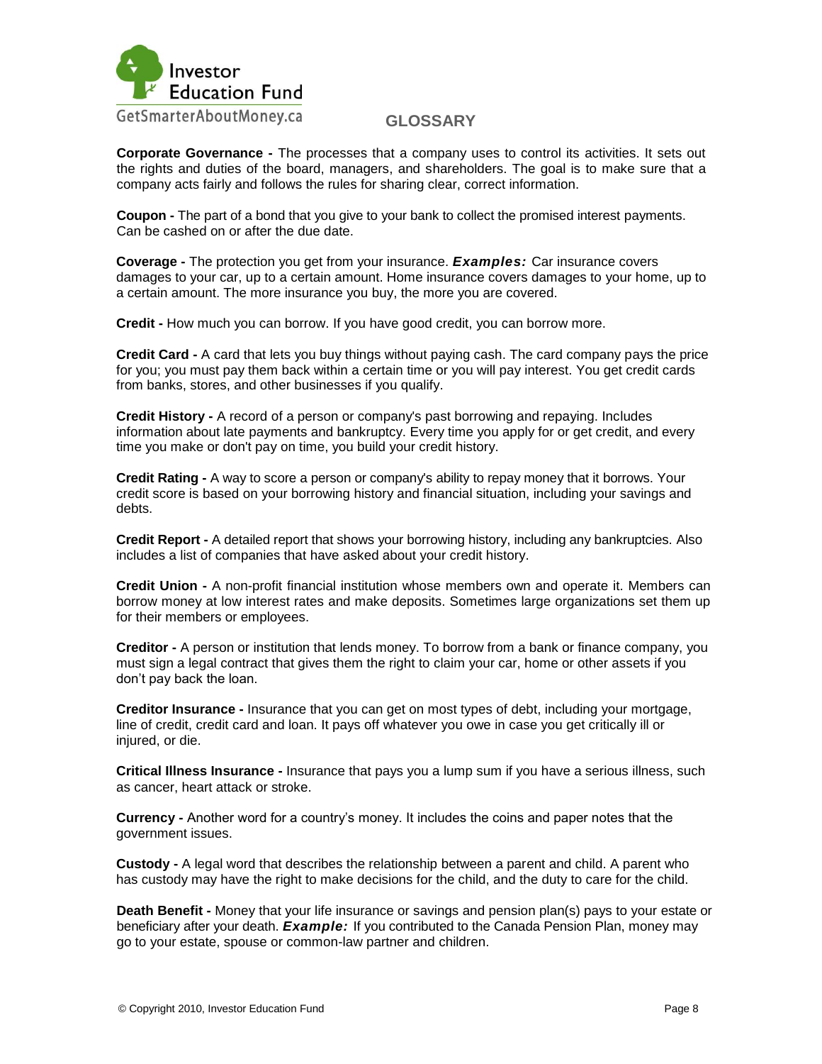## GLOSSARY

**Corporate Governance -** The processes that a company uses to control its activities. It sets out the rights and duties of the board, managers, and shareholders. The goal is to make sure that a company acts fairly and follows the rules for sharing clear, correct information.

**Coupon -** The part of a bond that you give to your bank to collect the promised interest payments. Can be cashed on or after the due date.

**Coverage -** The protection you get from your insurance. ***Examples:*** Car insurance covers damages to your car, up to a certain amount. Home insurance covers damages to your home, up to a certain amount. The more insurance you buy, the more you are covered.

**Credit -** How much you can borrow. If you have good credit, you can borrow more.

**Credit Card -** A card that lets you buy things without paying cash. The card company pays the price for you; you must pay them back within a certain time or you will pay interest. You get credit cards from banks, stores, and other businesses if you qualify.

**Credit History -** A record of a person or company's past borrowing and repaying. Includes information about late payments and bankruptcy. Every time you apply for or get credit, and every time you make or don't pay on time, you build your credit history.

**Credit Rating -** A way to score a person or company's ability to repay money that it borrows. Your credit score is based on your borrowing history and financial situation, including your savings and debts.

**Credit Report -** A detailed report that shows your borrowing history, including any bankruptcies. Also includes a list of companies that have asked about your credit history.

**Credit Union -** A non-profit financial institution whose members own and operate it. Members can borrow money at low interest rates and make deposits. Sometimes large organizations set them up for their members or employees.

**Creditor -** A person or institution that lends money. To borrow from a bank or finance company, you must sign a legal contract that gives them the right to claim your car, home or other assets if you don't pay back the loan.

**Creditor Insurance -** Insurance that you can get on most types of debt, including your mortgage, line of credit, credit card and loan. It pays off whatever you owe in case you get critically ill or injured, or die.

**Critical Illness Insurance -** Insurance that pays you a lump sum if you have a serious illness, such as cancer, heart attack or stroke.

**Currency -** Another word for a country's money. It includes the coins and paper notes that the government issues.

**Custody -** A legal word that describes the relationship between a parent and child. A parent who has custody may have the right to make decisions for the child, and the duty to care for the child.

**Death Benefit -** Money that your life insurance or savings and pension plan(s) pays to your estate or beneficiary after your death. ***Example:*** If you contributed to the Canada Pension Plan, money may go to your estate, spouse or common-law partner and children.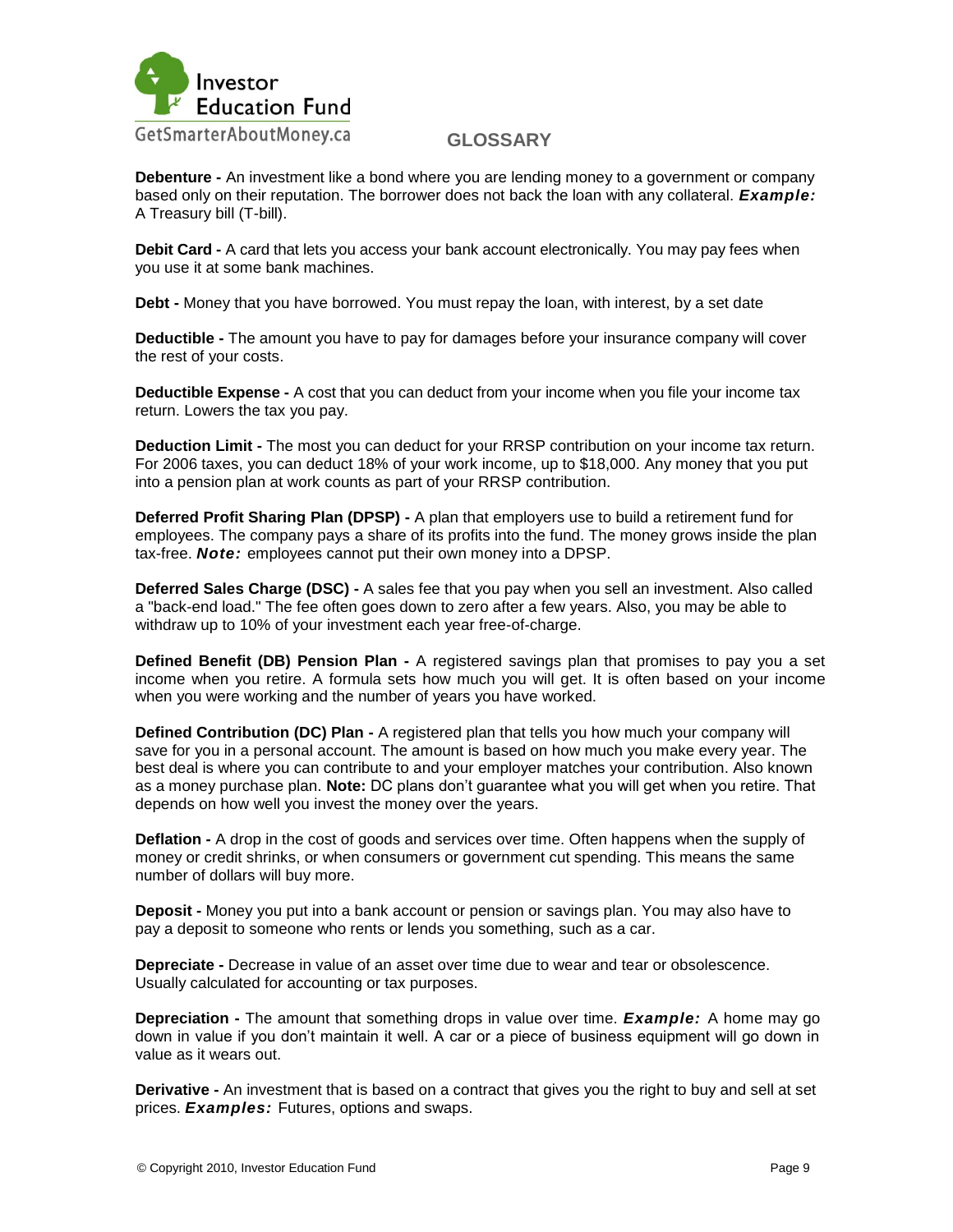## GLOSSARY

**Debenture -** An investment like a bond where you are lending money to a government or company based only on their reputation. The borrower does not back the loan with any collateral. ***Example:*** A Treasury bill (T-bill).

**Debit Card -** A card that lets you access your bank account electronically. You may pay fees when you use it at some bank machines.

**Debt -** Money that you have borrowed. You must repay the loan, with interest, by a set date

**Deductible -** The amount you have to pay for damages before your insurance company will cover the rest of your costs.

**Deductible Expense -** A cost that you can deduct from your income when you file your income tax return. Lowers the tax you pay.

**Deduction Limit -** The most you can deduct for your RRSP contribution on your income tax return. For 2006 taxes, you can deduct 18% of your work income, up to $18,000. Any money that you put into a pension plan at work counts as part of your RRSP contribution.

**Deferred Profit Sharing Plan (DPSP) -** A plan that employers use to build a retirement fund for employees. The company pays a share of its profits into the fund. The money grows inside the plan tax-free. ***Note:*** employees cannot put their own money into a DPSP.

**Deferred Sales Charge (DSC) -** A sales fee that you pay when you sell an investment. Also called a "back-end load." The fee often goes down to zero after a few years. Also, you may be able to withdraw up to 10% of your investment each year free-of-charge.

**Defined Benefit (DB) Pension Plan -** A registered savings plan that promises to pay you a set income when you retire. A formula sets how much you will get. It is often based on your income when you were working and the number of years you have worked.

**Defined Contribution (DC) Plan -** A registered plan that tells you how much your company will save for you in a personal account. The amount is based on how much you make every year. The best deal is where you can contribute to and your employer matches your contribution. Also known as a money purchase plan. **Note:** DC plans don't guarantee what you will get when you retire. That depends on how well you invest the money over the years.

**Deflation -** A drop in the cost of goods and services over time. Often happens when the supply of money or credit shrinks, or when consumers or government cut spending. This means the same number of dollars will buy more.

**Deposit -** Money you put into a bank account or pension or savings plan. You may also have to pay a deposit to someone who rents or lends you something, such as a car.

**Depreciate -** Decrease in value of an asset over time due to wear and tear or obsolescence. Usually calculated for accounting or tax purposes.

**Depreciation -** The amount that something drops in value over time. ***Example:*** A home may go down in value if you don't maintain it well. A car or a piece of business equipment will go down in value as it wears out.

**Derivative -** An investment that is based on a contract that gives you the right to buy and sell at set prices. ***Examples:*** Futures, options and swaps.

© Copyright 2010, Investor Education Fund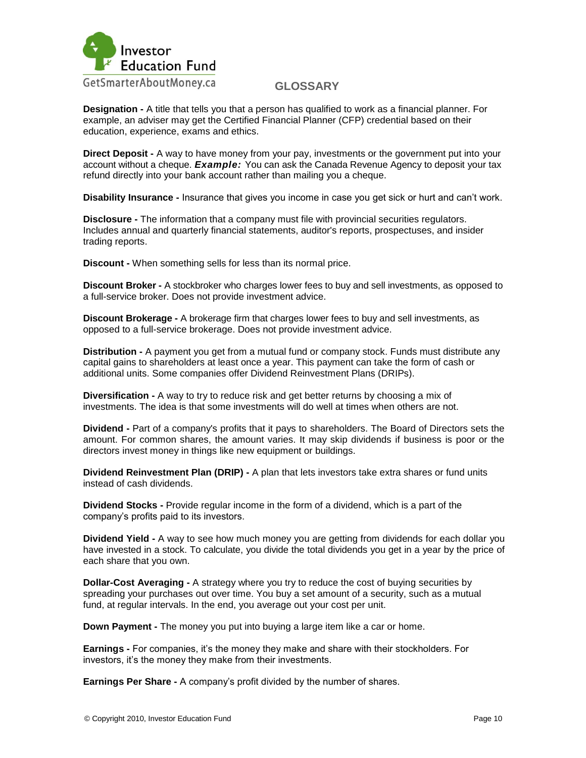## GLOSSARY

**Designation -** A title that tells you that a person has qualified to work as a financial planner. For example, an adviser may get the Certified Financial Planner (CFP) credential based on their education, experience, exams and ethics.

**Direct Deposit -** A way to have money from your pay, investments or the government put into your account without a cheque. ***Example:*** You can ask the Canada Revenue Agency to deposit your tax refund directly into your bank account rather than mailing you a cheque.

**Disability Insurance -** Insurance that gives you income in case you get sick or hurt and can't work.

**Disclosure -** The information that a company must file with provincial securities regulators. Includes annual and quarterly financial statements, auditor's reports, prospectuses, and insider trading reports.

**Discount -** When something sells for less than its normal price.

**Discount Broker -** A stockbroker who charges lower fees to buy and sell investments, as opposed to a full-service broker. Does not provide investment advice.

**Discount Brokerage -** A brokerage firm that charges lower fees to buy and sell investments, as opposed to a full-service brokerage. Does not provide investment advice.

**Distribution -** A payment you get from a mutual fund or company stock. Funds must distribute any capital gains to shareholders at least once a year. This payment can take the form of cash or additional units. Some companies offer Dividend Reinvestment Plans (DRIPs).

**Diversification -** A way to try to reduce risk and get better returns by choosing a mix of investments. The idea is that some investments will do well at times when others are not.

**Dividend -** Part of a company's profits that it pays to shareholders. The Board of Directors sets the amount. For common shares, the amount varies. It may skip dividends if business is poor or the directors invest money in things like new equipment or buildings.

**Dividend Reinvestment Plan (DRIP) -** A plan that lets investors take extra shares or fund units instead of cash dividends.

**Dividend Stocks -** Provide regular income in the form of a dividend, which is a part of the company's profits paid to its investors.

**Dividend Yield -** A way to see how much money you are getting from dividends for each dollar you have invested in a stock. To calculate, you divide the total dividends you get in a year by the price of each share that you own.

**Dollar-Cost Averaging -** A strategy where you try to reduce the cost of buying securities by spreading your purchases out over time. You buy a set amount of a security, such as a mutual fund, at regular intervals. In the end, you average out your cost per unit.

**Down Payment -** The money you put into buying a large item like a car or home.

**Earnings -** For companies, it's the money they make and share with their stockholders. For investors, it's the money they make from their investments.

**Earnings Per Share -** A company's profit divided by the number of shares.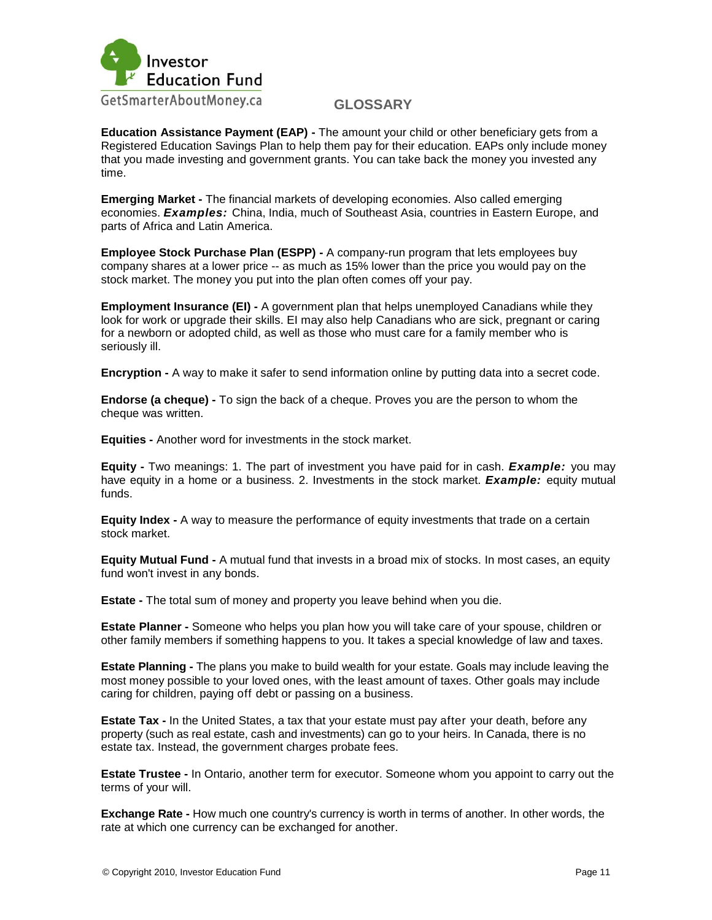## GLOSSARY

**Education Assistance Payment (EAP) -** The amount your child or other beneficiary gets from a Registered Education Savings Plan to help them pay for their education. EAPs only include money that you made investing and government grants. You can take back the money you invested any time.

**Emerging Market -** The financial markets of developing economies. Also called emerging economies. ***Examples:*** China, India, much of Southeast Asia, countries in Eastern Europe, and parts of Africa and Latin America.

**Employee Stock Purchase Plan (ESPP) -** A company-run program that lets employees buy company shares at a lower price -- as much as 15% lower than the price you would pay on the stock market. The money you put into the plan often comes off your pay.

**Employment Insurance (EI) -** A government plan that helps unemployed Canadians while they look for work or upgrade their skills. EI may also help Canadians who are sick, pregnant or caring for a newborn or adopted child, as well as those who must care for a family member who is seriously ill.

**Encryption -** A way to make it safer to send information online by putting data into a secret code.

**Endorse (a cheque) -** To sign the back of a cheque. Proves you are the person to whom the cheque was written.

**Equities -** Another word for investments in the stock market.

**Equity -** Two meanings: 1. The part of investment you have paid for in cash. ***Example:*** you may have equity in a home or a business. 2. Investments in the stock market. ***Example:*** equity mutual funds.

**Equity Index -** A way to measure the performance of equity investments that trade on a certain stock market.

**Equity Mutual Fund -** A mutual fund that invests in a broad mix of stocks. In most cases, an equity fund won't invest in any bonds.

**Estate -** The total sum of money and property you leave behind when you die.

**Estate Planner -** Someone who helps you plan how you will take care of your spouse, children or other family members if something happens to you. It takes a special knowledge of law and taxes.

**Estate Planning -** The plans you make to build wealth for your estate. Goals may include leaving the most money possible to your loved ones, with the least amount of taxes. Other goals may include caring for children, paying off debt or passing on a business.

**Estate Tax -** In the United States, a tax that your estate must pay after your death, before any property (such as real estate, cash and investments) can go to your heirs. In Canada, there is no estate tax. Instead, the government charges probate fees.

**Estate Trustee -** In Ontario, another term for executor. Someone whom you appoint to carry out the terms of your will.

**Exchange Rate -** How much one country's currency is worth in terms of another. In other words, the rate at which one currency can be exchanged for another.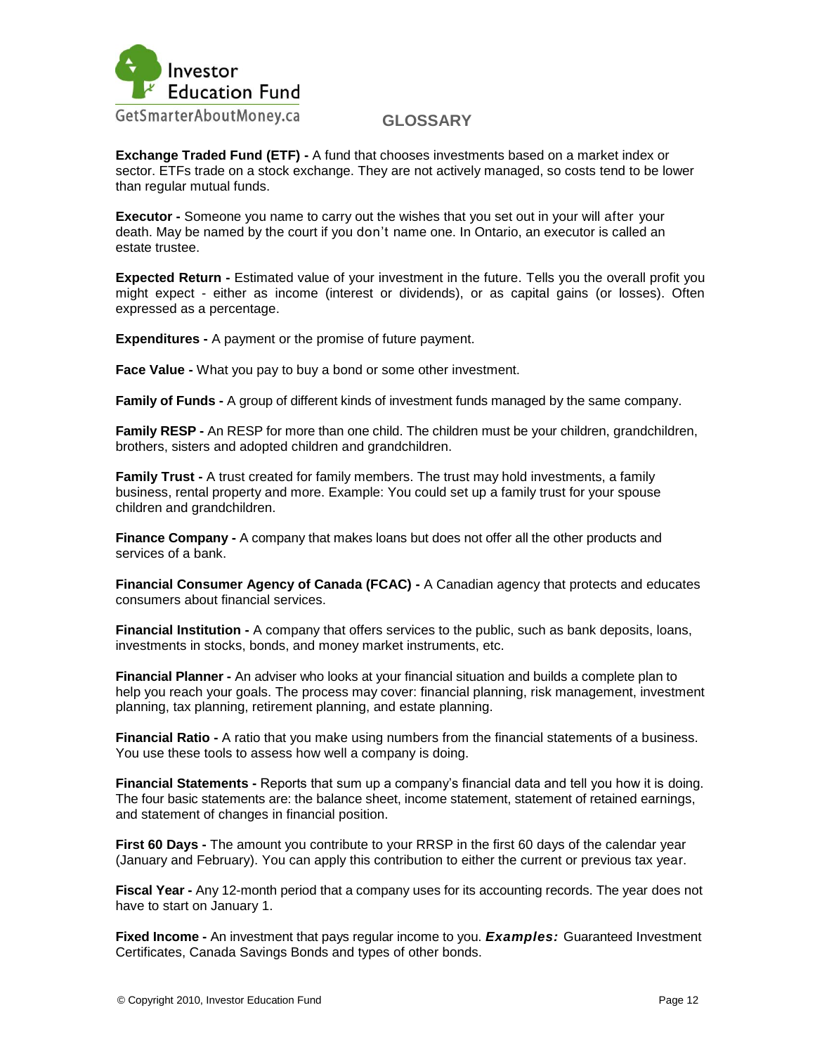## GLOSSARY

**Exchange Traded Fund (ETF) -** A fund that chooses investments based on a market index or sector. ETFs trade on a stock exchange. They are not actively managed, so costs tend to be lower than regular mutual funds.

**Executor -** Someone you name to carry out the wishes that you set out in your will after your death. May be named by the court if you don't name one. In Ontario, an executor is called an estate trustee.

**Expected Return -** Estimated value of your investment in the future. Tells you the overall profit you might expect - either as income (interest or dividends), or as capital gains (or losses). Often expressed as a percentage.

**Expenditures -** A payment or the promise of future payment.

**Face Value -** What you pay to buy a bond or some other investment.

**Family of Funds -** A group of different kinds of investment funds managed by the same company.

**Family RESP -** An RESP for more than one child. The children must be your children, grandchildren, brothers, sisters and adopted children and grandchildren.

**Family Trust -** A trust created for family members. The trust may hold investments, a family business, rental property and more. Example: You could set up a family trust for your spouse children and grandchildren.

**Finance Company -** A company that makes loans but does not offer all the other products and services of a bank.

**Financial Consumer Agency of Canada (FCAC) -** A Canadian agency that protects and educates consumers about financial services.

**Financial Institution -** A company that offers services to the public, such as bank deposits, loans, investments in stocks, bonds, and money market instruments, etc.

**Financial Planner -** An adviser who looks at your financial situation and builds a complete plan to help you reach your goals. The process may cover: financial planning, risk management, investment planning, tax planning, retirement planning, and estate planning.

**Financial Ratio -** A ratio that you make using numbers from the financial statements of a business. You use these tools to assess how well a company is doing.

**Financial Statements -** Reports that sum up a company's financial data and tell you how it is doing. The four basic statements are: the balance sheet, income statement, statement of retained earnings, and statement of changes in financial position.

**First 60 Days -** The amount you contribute to your RRSP in the first 60 days of the calendar year (January and February). You can apply this contribution to either the current or previous tax year.

**Fiscal Year -** Any 12-month period that a company uses for its accounting records. The year does not have to start on January 1.

**Fixed Income -** An investment that pays regular income to you. ***Examples:*** Guaranteed Investment Certificates, Canada Savings Bonds and types of other bonds.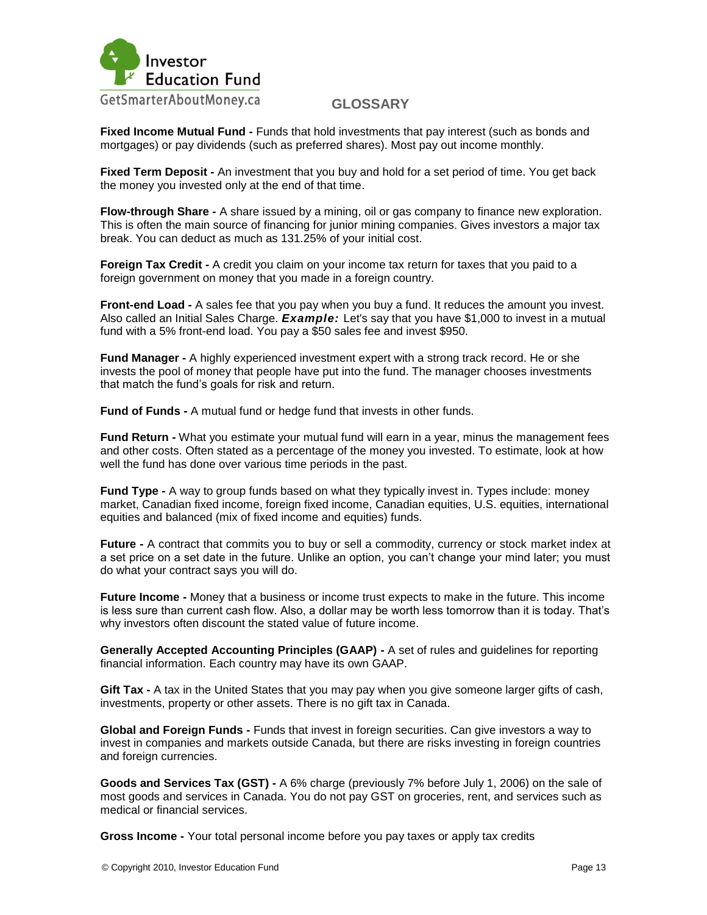# GLOSSARY

**Fixed Income Mutual Fund -** Funds that hold investments that pay interest (such as bonds and mortgages) or pay dividends (such as preferred shares). Most pay out income monthly.

**Fixed Term Deposit -** An investment that you buy and hold for a set period of time. You get back the money you invested only at the end of that time.

**Flow-through Share -** A share issued by a mining, oil or gas company to finance new exploration. This is often the main source of financing for junior mining companies. Gives investors a major tax break. You can deduct as much as 131.25% of your initial cost.

**Foreign Tax Credit -** A credit you claim on your income tax return for taxes that you paid to a foreign government on money that you made in a foreign country.

**Front-end Load -** A sales fee that you pay when you buy a fund. It reduces the amount you invest. Also called an Initial Sales Charge. ***Example:*** Let's say that you have $1,000 to invest in a mutual fund with a 5% front-end load. You pay a $50 sales fee and invest $950.

**Fund Manager -** A highly experienced investment expert with a strong track record. He or she invests the pool of money that people have put into the fund. The manager chooses investments that match the fund's goals for risk and return.

**Fund of Funds -** A mutual fund or hedge fund that invests in other funds.

**Fund Return -** What you estimate your mutual fund will earn in a year, minus the management fees and other costs. Often stated as a percentage of the money you invested. To estimate, look at how well the fund has done over various time periods in the past.

**Fund Type -** A way to group funds based on what they typically invest in. Types include: money market, Canadian fixed income, foreign fixed income, Canadian equities, U.S. equities, international equities and balanced (mix of fixed income and equities) funds.

**Future -** A contract that commits you to buy or sell a commodity, currency or stock market index at a set price on a set date in the future. Unlike an option, you can't change your mind later; you must do what your contract says you will do.

**Future Income -** Money that a business or income trust expects to make in the future. This income is less sure than current cash flow. Also, a dollar may be worth less tomorrow than it is today. That's why investors often discount the stated value of future income.

**Generally Accepted Accounting Principles (GAAP) -** A set of rules and guidelines for reporting financial information. Each country may have its own GAAP.

**Gift Tax -** A tax in the United States that you may pay when you give someone larger gifts of cash, investments, property or other assets. There is no gift tax in Canada.

**Global and Foreign Funds -** Funds that invest in foreign securities. Can give investors a way to invest in companies and markets outside Canada, but there are risks investing in foreign countries and foreign currencies.

**Goods and Services Tax (GST) -** A 6% charge (previously 7% before July 1, 2006) on the sale of most goods and services in Canada. You do not pay GST on groceries, rent, and services such as medical or financial services.

**Gross Income -** Your total personal income before you pay taxes or apply tax credits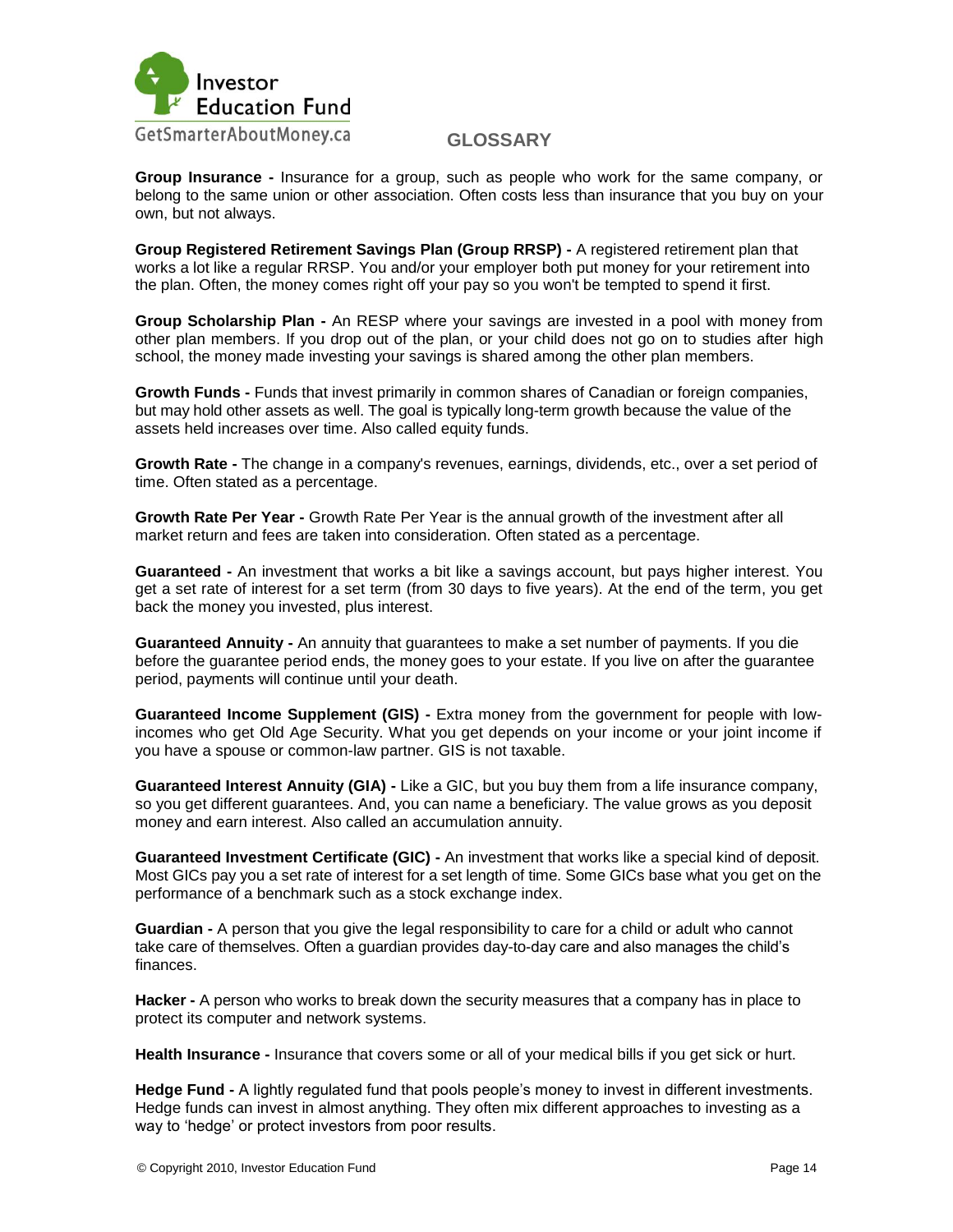## GLOSSARY

**Group Insurance -** Insurance for a group, such as people who work for the same company, or belong to the same union or other association. Often costs less than insurance that you buy on your own, but not always.

**Group Registered Retirement Savings Plan (Group RRSP) -** A registered retirement plan that works a lot like a regular RRSP. You and/or your employer both put money for your retirement into the plan. Often, the money comes right off your pay so you won't be tempted to spend it first.

**Group Scholarship Plan -** An RESP where your savings are invested in a pool with money from other plan members. If you drop out of the plan, or your child does not go on to studies after high school, the money made investing your savings is shared among the other plan members.

**Growth Funds -** Funds that invest primarily in common shares of Canadian or foreign companies, but may hold other assets as well. The goal is typically long-term growth because the value of the assets held increases over time. Also called equity funds.

**Growth Rate -** The change in a company's revenues, earnings, dividends, etc., over a set period of time. Often stated as a percentage.

**Growth Rate Per Year -** Growth Rate Per Year is the annual growth of the investment after all market return and fees are taken into consideration. Often stated as a percentage.

**Guaranteed -** An investment that works a bit like a savings account, but pays higher interest. You get a set rate of interest for a set term (from 30 days to five years). At the end of the term, you get back the money you invested, plus interest.

**Guaranteed Annuity -** An annuity that guarantees to make a set number of payments. If you die before the guarantee period ends, the money goes to your estate. If you live on after the guarantee period, payments will continue until your death.

**Guaranteed Income Supplement (GIS) -** Extra money from the government for people with low-incomes who get Old Age Security. What you get depends on your income or your joint income if you have a spouse or common-law partner. GIS is not taxable.

**Guaranteed Interest Annuity (GIA) -** Like a GIC, but you buy them from a life insurance company, so you get different guarantees. And, you can name a beneficiary. The value grows as you deposit money and earn interest. Also called an accumulation annuity.

**Guaranteed Investment Certificate (GIC) -** An investment that works like a special kind of deposit. Most GICs pay you a set rate of interest for a set length of time. Some GICs base what you get on the performance of a benchmark such as a stock exchange index.

**Guardian -** A person that you give the legal responsibility to care for a child or adult who cannot take care of themselves. Often a guardian provides day-to-day care and also manages the child's finances.

**Hacker -** A person who works to break down the security measures that a company has in place to protect its computer and network systems.

**Health Insurance -** Insurance that covers some or all of your medical bills if you get sick or hurt.

**Hedge Fund -** A lightly regulated fund that pools people's money to invest in different investments. Hedge funds can invest in almost anything. They often mix different approaches to investing as a way to 'hedge' or protect investors from poor results.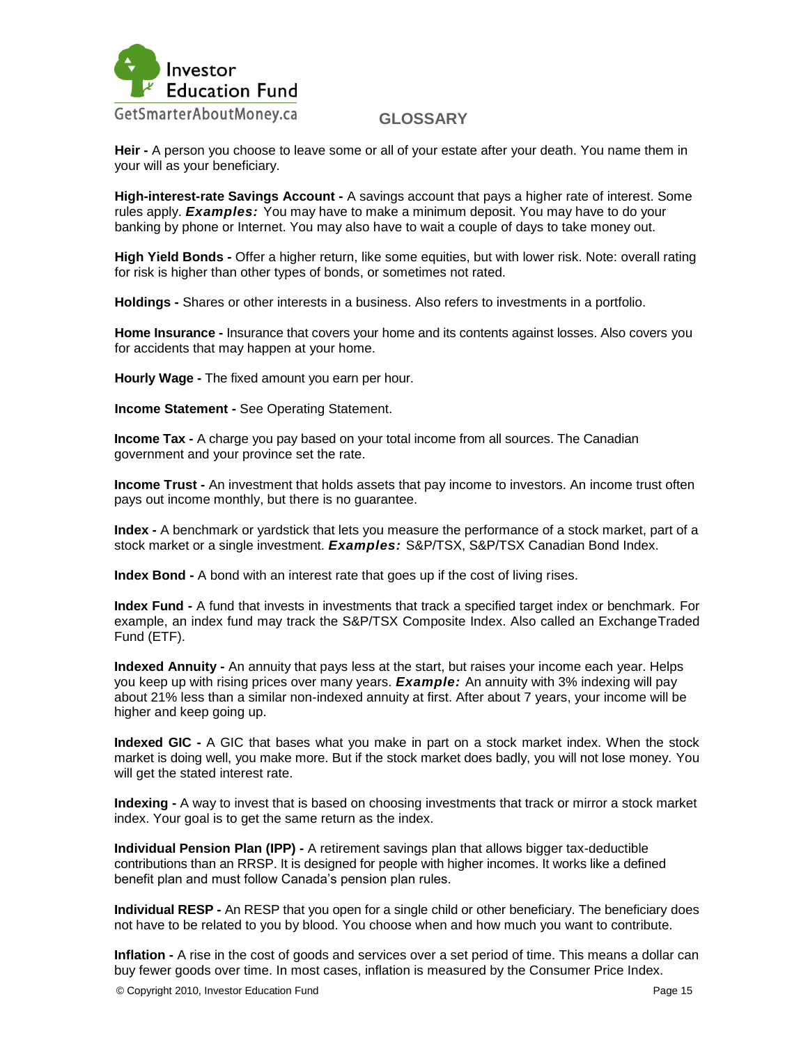## GLOSSARY

**Heir -** A person you choose to leave some or all of your estate after your death. You name them in your will as your beneficiary.

**High-interest-rate Savings Account -** A savings account that pays a higher rate of interest. Some rules apply. ***Examples:*** You may have to make a minimum deposit. You may have to do your banking by phone or Internet. You may also have to wait a couple of days to take money out.

**High Yield Bonds -** Offer a higher return, like some equities, but with lower risk. Note: overall rating for risk is higher than other types of bonds, or sometimes not rated.

**Holdings -** Shares or other interests in a business. Also refers to investments in a portfolio.

**Home Insurance -** Insurance that covers your home and its contents against losses. Also covers you for accidents that may happen at your home.

**Hourly Wage -** The fixed amount you earn per hour.

**Income Statement -** See Operating Statement.

**Income Tax -** A charge you pay based on your total income from all sources. The Canadian government and your province set the rate.

**Income Trust -** An investment that holds assets that pay income to investors. An income trust often pays out income monthly, but there is no guarantee.

**Index -** A benchmark or yardstick that lets you measure the performance of a stock market, part of a stock market or a single investment. ***Examples:*** S&P/TSX, S&P/TSX Canadian Bond Index.

**Index Bond -** A bond with an interest rate that goes up if the cost of living rises.

**Index Fund -** A fund that invests in investments that track a specified target index or benchmark. For example, an index fund may track the S&P/TSX Composite Index. Also called an ExchangeTraded Fund (ETF).

**Indexed Annuity -** An annuity that pays less at the start, but raises your income each year. Helps you keep up with rising prices over many years. ***Example:*** An annuity with 3% indexing will pay about 21% less than a similar non-indexed annuity at first. After about 7 years, your income will be higher and keep going up.

**Indexed GIC -** A GIC that bases what you make in part on a stock market index. When the stock market is doing well, you make more. But if the stock market does badly, you will not lose money. You will get the stated interest rate.

**Indexing -** A way to invest that is based on choosing investments that track or mirror a stock market index. Your goal is to get the same return as the index.

**Individual Pension Plan (IPP) -** A retirement savings plan that allows bigger tax-deductible contributions than an RRSP. It is designed for people with higher incomes. It works like a defined benefit plan and must follow Canada's pension plan rules.

**Individual RESP -** An RESP that you open for a single child or other beneficiary. The beneficiary does not have to be related to you by blood. You choose when and how much you want to contribute.

**Inflation -** A rise in the cost of goods and services over a set period of time. This means a dollar can buy fewer goods over time. In most cases, inflation is measured by the Consumer Price Index.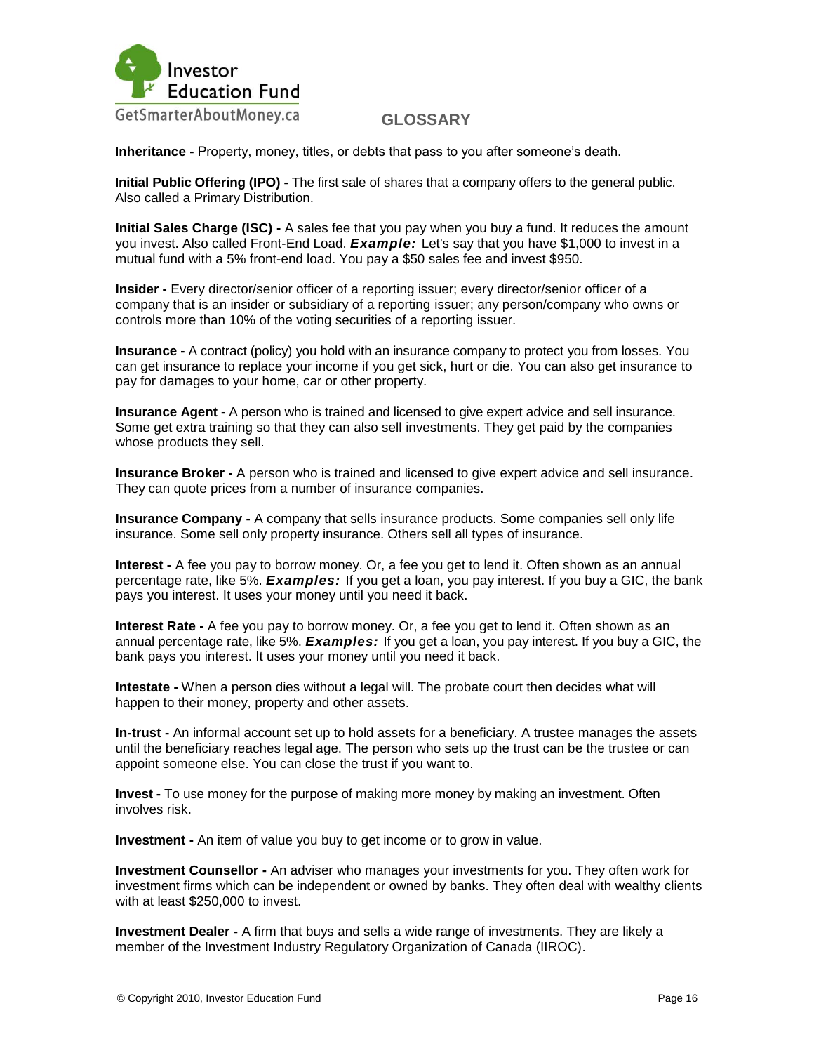# GLOSSARY

**Inheritance -** Property, money, titles, or debts that pass to you after someone's death.

**Initial Public Offering (IPO) -** The first sale of shares that a company offers to the general public. Also called a Primary Distribution.

**Initial Sales Charge (ISC) -** A sales fee that you pay when you buy a fund. It reduces the amount you invest. Also called Front-End Load. ***Example:*** Let's say that you have $1,000 to invest in a mutual fund with a 5% front-end load. You pay a $50 sales fee and invest $950.

**Insider -** Every director/senior officer of a reporting issuer; every director/senior officer of a company that is an insider or subsidiary of a reporting issuer; any person/company who owns or controls more than 10% of the voting securities of a reporting issuer.

**Insurance -** A contract (policy) you hold with an insurance company to protect you from losses. You can get insurance to replace your income if you get sick, hurt or die. You can also get insurance to pay for damages to your home, car or other property.

**Insurance Agent -** A person who is trained and licensed to give expert advice and sell insurance. Some get extra training so that they can also sell investments. They get paid by the companies whose products they sell.

**Insurance Broker -** A person who is trained and licensed to give expert advice and sell insurance. They can quote prices from a number of insurance companies.

**Insurance Company -** A company that sells insurance products. Some companies sell only life insurance. Some sell only property insurance. Others sell all types of insurance.

**Interest -** A fee you pay to borrow money. Or, a fee you get to lend it. Often shown as an annual percentage rate, like 5%. ***Examples:*** If you get a loan, you pay interest. If you buy a GIC, the bank pays you interest. It uses your money until you need it back.

**Interest Rate -** A fee you pay to borrow money. Or, a fee you get to lend it. Often shown as an annual percentage rate, like 5%. ***Examples:*** If you get a loan, you pay interest. If you buy a GIC, the bank pays you interest. It uses your money until you need it back.

**Intestate -** When a person dies without a legal will. The probate court then decides what will happen to their money, property and other assets.

**In-trust -** An informal account set up to hold assets for a beneficiary. A trustee manages the assets until the beneficiary reaches legal age. The person who sets up the trust can be the trustee or can appoint someone else. You can close the trust if you want to.

**Invest -** To use money for the purpose of making more money by making an investment. Often involves risk.

**Investment -** An item of value you buy to get income or to grow in value.

**Investment Counsellor -** An adviser who manages your investments for you. They often work for investment firms which can be independent or owned by banks. They often deal with wealthy clients with at least $250,000 to invest.

**Investment Dealer -** A firm that buys and sells a wide range of investments. They are likely a member of the Investment Industry Regulatory Organization of Canada (IIROC).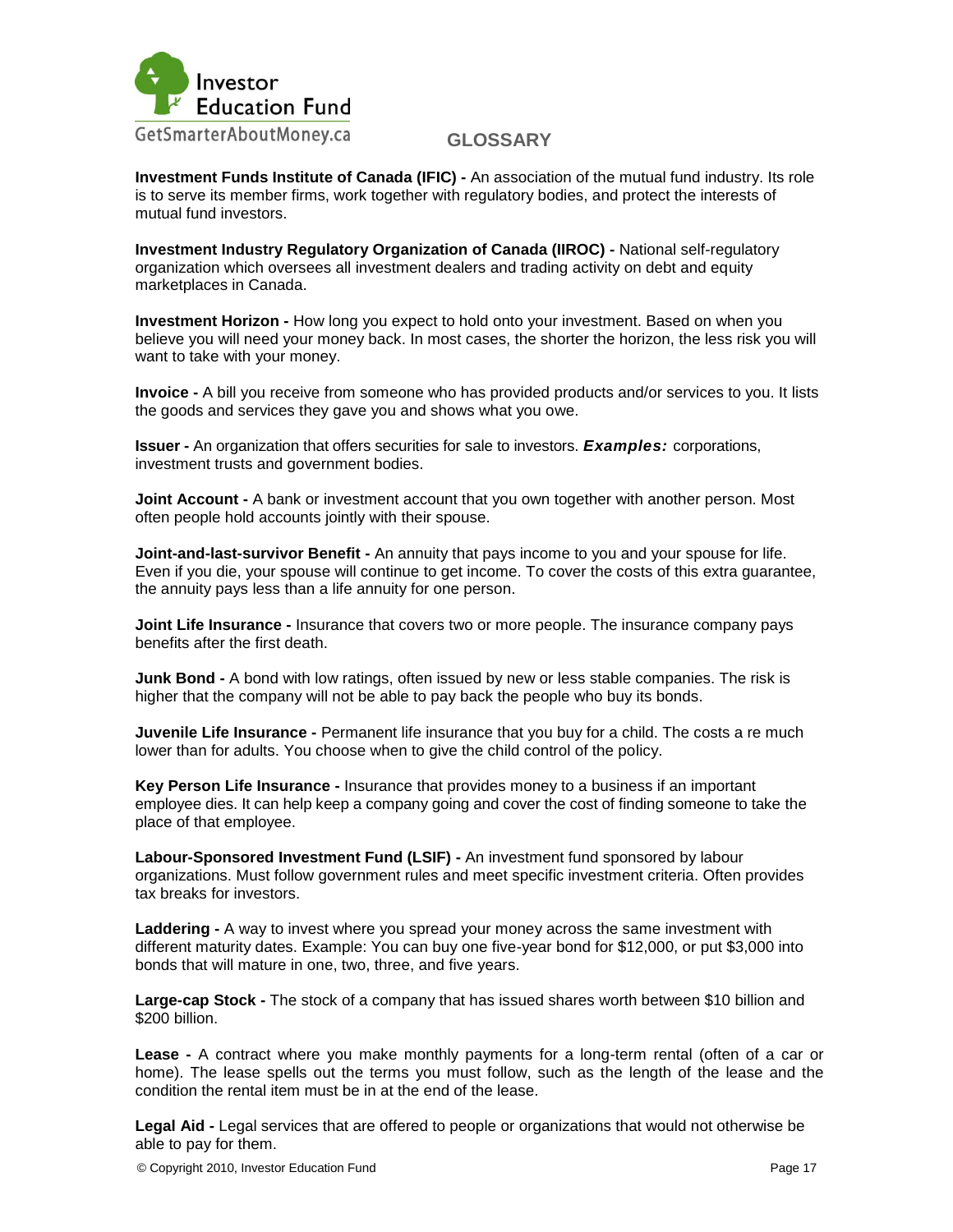## GLOSSARY

**Investment Funds Institute of Canada (IFIC) -** An association of the mutual fund industry. Its role is to serve its member firms, work together with regulatory bodies, and protect the interests of mutual fund investors.

**Investment Industry Regulatory Organization of Canada (IIROC) -** National self-regulatory organization which oversees all investment dealers and trading activity on debt and equity marketplaces in Canada.

**Investment Horizon -** How long you expect to hold onto your investment. Based on when you believe you will need your money back. In most cases, the shorter the horizon, the less risk you will want to take with your money.

**Invoice -** A bill you receive from someone who has provided products and/or services to you. It lists the goods and services they gave you and shows what you owe.

**Issuer -** An organization that offers securities for sale to investors. ***Examples:*** corporations, investment trusts and government bodies.

**Joint Account -** A bank or investment account that you own together with another person. Most often people hold accounts jointly with their spouse.

**Joint-and-last-survivor Benefit -** An annuity that pays income to you and your spouse for life. Even if you die, your spouse will continue to get income. To cover the costs of this extra guarantee, the annuity pays less than a life annuity for one person.

**Joint Life Insurance -** Insurance that covers two or more people. The insurance company pays benefits after the first death.

**Junk Bond -** A bond with low ratings, often issued by new or less stable companies. The risk is higher that the company will not be able to pay back the people who buy its bonds.

**Juvenile Life Insurance -** Permanent life insurance that you buy for a child. The costs a re much lower than for adults. You choose when to give the child control of the policy.

**Key Person Life Insurance -** Insurance that provides money to a business if an important employee dies. It can help keep a company going and cover the cost of finding someone to take the place of that employee.

**Labour-Sponsored Investment Fund (LSIF) -** An investment fund sponsored by labour organizations. Must follow government rules and meet specific investment criteria. Often provides tax breaks for investors.

**Laddering -** A way to invest where you spread your money across the same investment with different maturity dates. Example: You can buy one five-year bond for $12,000, or put $3,000 into bonds that will mature in one, two, three, and five years.

**Large-cap Stock -** The stock of a company that has issued shares worth between $10 billion and $200 billion.

**Lease -** A contract where you make monthly payments for a long-term rental (often of a car or home). The lease spells out the terms you must follow, such as the length of the lease and the condition the rental item must be in at the end of the lease.

**Legal Aid -** Legal services that are offered to people or organizations that would not otherwise be able to pay for them.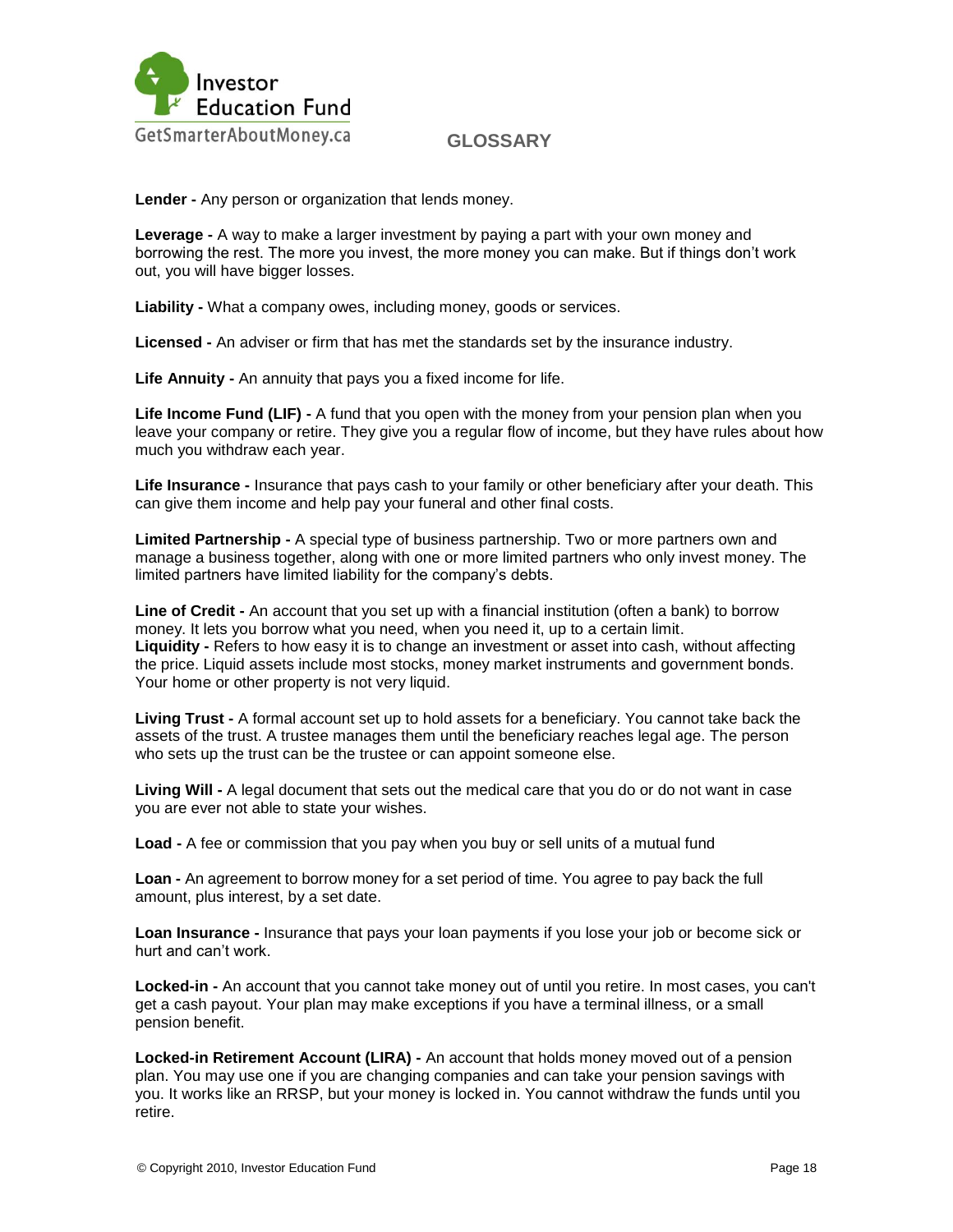## GLOSSARY

**Lender -** Any person or organization that lends money.

**Leverage -** A way to make a larger investment by paying a part with your own money and borrowing the rest. The more you invest, the more money you can make. But if things don't work out, you will have bigger losses.

**Liability -** What a company owes, including money, goods or services.

**Licensed -** An adviser or firm that has met the standards set by the insurance industry.

**Life Annuity -** An annuity that pays you a fixed income for life.

**Life Income Fund (LIF) -** A fund that you open with the money from your pension plan when you leave your company or retire. They give you a regular flow of income, but they have rules about how much you withdraw each year.

**Life Insurance -** Insurance that pays cash to your family or other beneficiary after your death. This can give them income and help pay your funeral and other final costs.

**Limited Partnership -** A special type of business partnership. Two or more partners own and manage a business together, along with one or more limited partners who only invest money. The limited partners have limited liability for the company's debts.

**Line of Credit -** An account that you set up with a financial institution (often a bank) to borrow money. It lets you borrow what you need, when you need it, up to a certain limit.

**Liquidity -** Refers to how easy it is to change an investment or asset into cash, without affecting the price. Liquid assets include most stocks, money market instruments and government bonds. Your home or other property is not very liquid.

**Living Trust -** A formal account set up to hold assets for a beneficiary. You cannot take back the assets of the trust. A trustee manages them until the beneficiary reaches legal age. The person who sets up the trust can be the trustee or can appoint someone else.

**Living Will -** A legal document that sets out the medical care that you do or do not want in case you are ever not able to state your wishes.

**Load -** A fee or commission that you pay when you buy or sell units of a mutual fund

**Loan -** An agreement to borrow money for a set period of time. You agree to pay back the full amount, plus interest, by a set date.

**Loan Insurance -** Insurance that pays your loan payments if you lose your job or become sick or hurt and can't work.

**Locked-in -** An account that you cannot take money out of until you retire. In most cases, you can't get a cash payout. Your plan may make exceptions if you have a terminal illness, or a small pension benefit.

**Locked-in Retirement Account (LIRA) -** An account that holds money moved out of a pension plan. You may use one if you are changing companies and can take your pension savings with you. It works like an RRSP, but your money is locked in. You cannot withdraw the funds until you retire.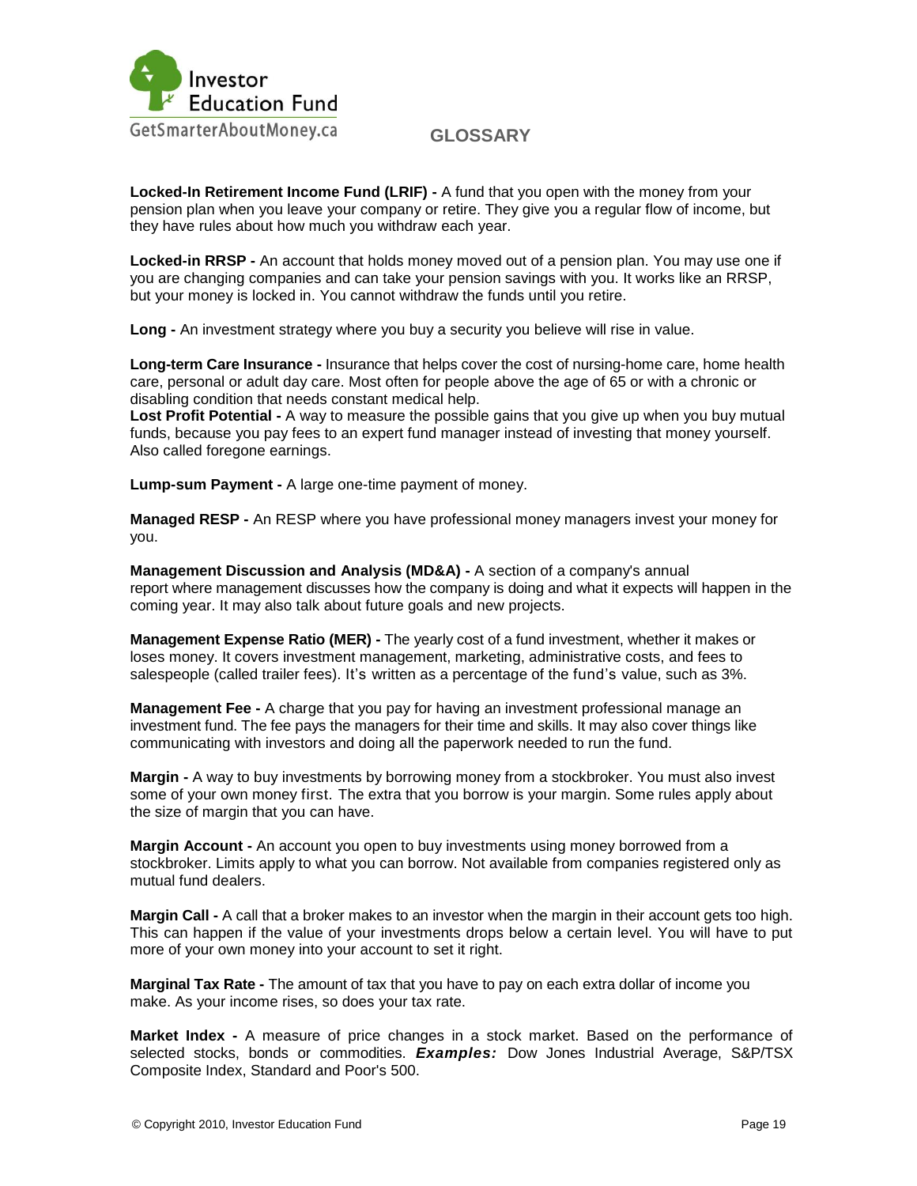## GLOSSARY

**Locked-In Retirement Income Fund (LRIF) -** A fund that you open with the money from your pension plan when you leave your company or retire. They give you a regular flow of income, but they have rules about how much you withdraw each year.

**Locked-in RRSP -** An account that holds money moved out of a pension plan. You may use one if you are changing companies and can take your pension savings with you. It works like an RRSP, but your money is locked in. You cannot withdraw the funds until you retire.

**Long -** An investment strategy where you buy a security you believe will rise in value.

**Long-term Care Insurance -** Insurance that helps cover the cost of nursing-home care, home health care, personal or adult day care. Most often for people above the age of 65 or with a chronic or disabling condition that needs constant medical help.

**Lost Profit Potential -** A way to measure the possible gains that you give up when you buy mutual funds, because you pay fees to an expert fund manager instead of investing that money yourself. Also called foregone earnings.

**Lump-sum Payment -** A large one-time payment of money.

**Managed RESP -** An RESP where you have professional money managers invest your money for you.

**Management Discussion and Analysis (MD&A) -** A section of a company's annual report where management discusses how the company is doing and what it expects will happen in the coming year. It may also talk about future goals and new projects.

**Management Expense Ratio (MER) -** The yearly cost of a fund investment, whether it makes or loses money. It covers investment management, marketing, administrative costs, and fees to salespeople (called trailer fees). It's written as a percentage of the fund's value, such as 3%.

**Management Fee -** A charge that you pay for having an investment professional manage an investment fund. The fee pays the managers for their time and skills. It may also cover things like communicating with investors and doing all the paperwork needed to run the fund.

**Margin -** A way to buy investments by borrowing money from a stockbroker. You must also invest some of your own money first. The extra that you borrow is your margin. Some rules apply about the size of margin that you can have.

**Margin Account -** An account you open to buy investments using money borrowed from a stockbroker. Limits apply to what you can borrow. Not available from companies registered only as mutual fund dealers.

**Margin Call -** A call that a broker makes to an investor when the margin in their account gets too high. This can happen if the value of your investments drops below a certain level. You will have to put more of your own money into your account to set it right.

**Marginal Tax Rate -** The amount of tax that you have to pay on each extra dollar of income you make. As your income rises, so does your tax rate.

**Market Index -** A measure of price changes in a stock market. Based on the performance of selected stocks, bonds or commodities. ***Examples:*** Dow Jones Industrial Average, S&P/TSX Composite Index, Standard and Poor's 500.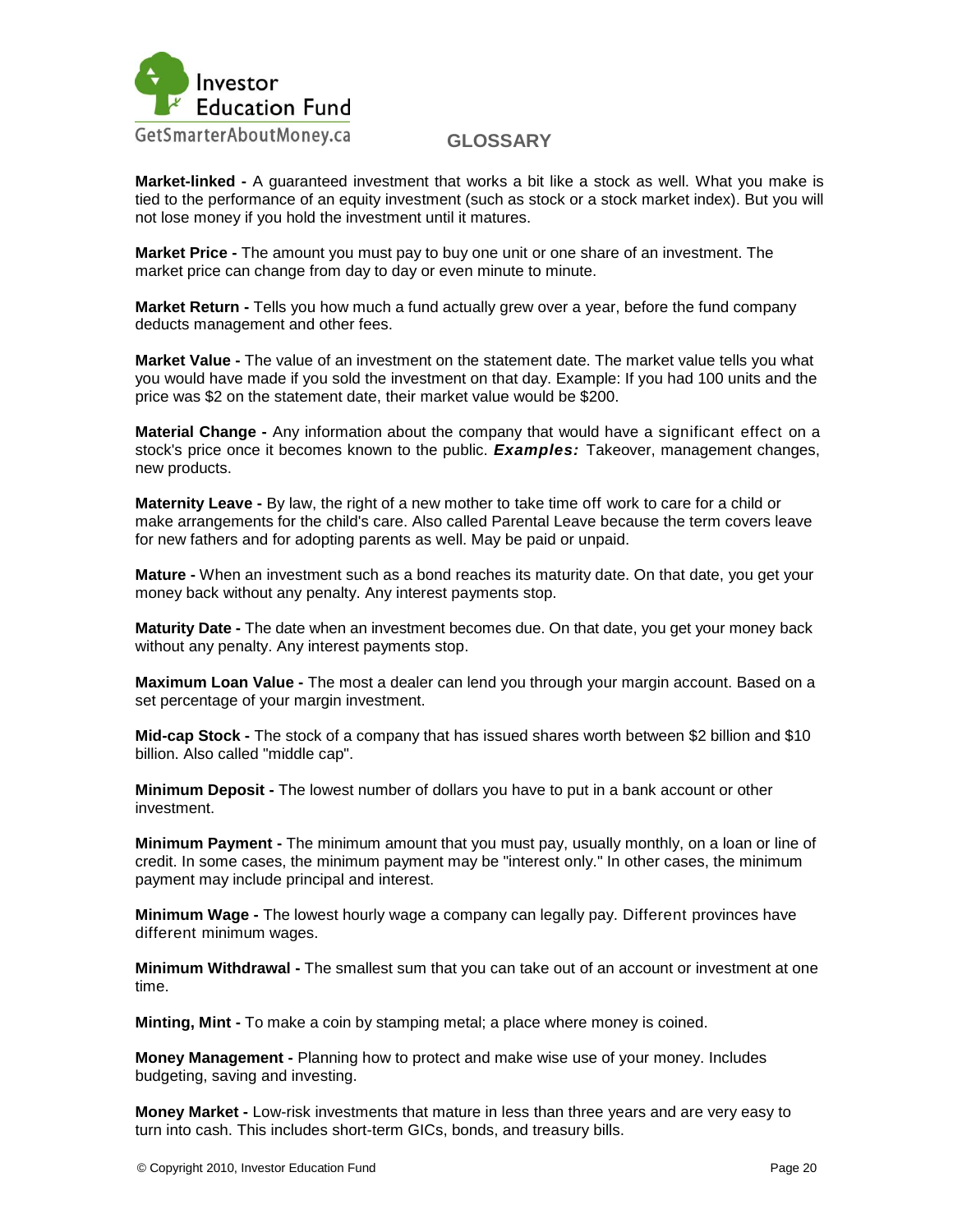## GLOSSARY

**Market-linked -** A guaranteed investment that works a bit like a stock as well. What you make is tied to the performance of an equity investment (such as stock or a stock market index). But you will not lose money if you hold the investment until it matures.

**Market Price -** The amount you must pay to buy one unit or one share of an investment. The market price can change from day to day or even minute to minute.

**Market Return -** Tells you how much a fund actually grew over a year, before the fund company deducts management and other fees.

**Market Value -** The value of an investment on the statement date. The market value tells you what you would have made if you sold the investment on that day. Example: If you had 100 units and the price was $2 on the statement date, their market value would be $200.

**Material Change -** Any information about the company that would have a significant effect on a stock's price once it becomes known to the public. ***Examples:*** Takeover, management changes, new products.

**Maternity Leave -** By law, the right of a new mother to take time off work to care for a child or make arrangements for the child's care. Also called Parental Leave because the term covers leave for new fathers and for adopting parents as well. May be paid or unpaid.

**Mature -** When an investment such as a bond reaches its maturity date. On that date, you get your money back without any penalty. Any interest payments stop.

**Maturity Date -** The date when an investment becomes due. On that date, you get your money back without any penalty. Any interest payments stop.

**Maximum Loan Value -** The most a dealer can lend you through your margin account. Based on a set percentage of your margin investment.

**Mid-cap Stock -** The stock of a company that has issued shares worth between $2 billion and $10 billion. Also called "middle cap".

**Minimum Deposit -** The lowest number of dollars you have to put in a bank account or other investment.

**Minimum Payment -** The minimum amount that you must pay, usually monthly, on a loan or line of credit. In some cases, the minimum payment may be "interest only." In other cases, the minimum payment may include principal and interest.

**Minimum Wage -** The lowest hourly wage a company can legally pay. Different provinces have different minimum wages.

**Minimum Withdrawal -** The smallest sum that you can take out of an account or investment at one time.

**Minting, Mint -** To make a coin by stamping metal; a place where money is coined.

**Money Management -** Planning how to protect and make wise use of your money. Includes budgeting, saving and investing.

**Money Market -** Low-risk investments that mature in less than three years and are very easy to turn into cash. This includes short-term GICs, bonds, and treasury bills.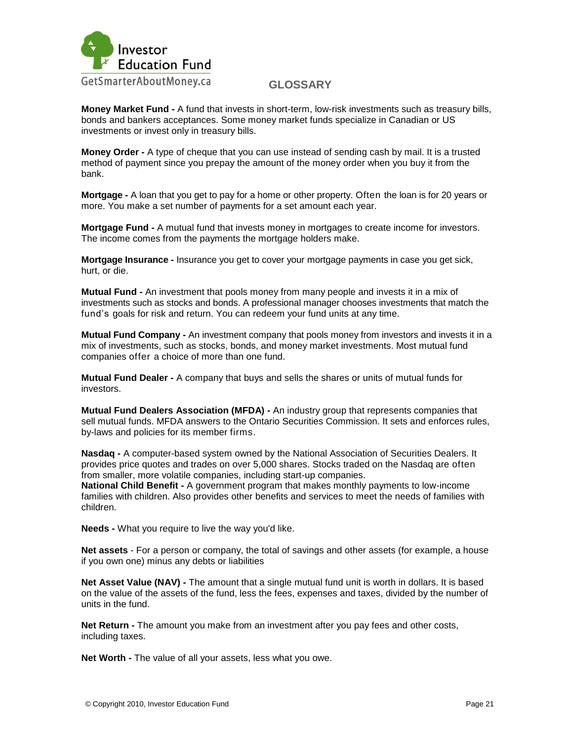## GLOSSARY

**Money Market Fund -** A fund that invests in short-term, low-risk investments such as treasury bills, bonds and bankers acceptances. Some money market funds specialize in Canadian or US investments or invest only in treasury bills.

**Money Order -** A type of cheque that you can use instead of sending cash by mail. It is a trusted method of payment since you prepay the amount of the money order when you buy it from the bank.

**Mortgage -** A loan that you get to pay for a home or other property. Often the loan is for 20 years or more. You make a set number of payments for a set amount each year.

**Mortgage Fund -** A mutual fund that invests money in mortgages to create income for investors. The income comes from the payments the mortgage holders make.

**Mortgage Insurance -** Insurance you get to cover your mortgage payments in case you get sick, hurt, or die.

**Mutual Fund -** An investment that pools money from many people and invests it in a mix of investments such as stocks and bonds. A professional manager chooses investments that match the fund's goals for risk and return. You can redeem your fund units at any time.

**Mutual Fund Company -** An investment company that pools money from investors and invests it in a mix of investments, such as stocks, bonds, and money market investments. Most mutual fund companies offer a choice of more than one fund.

**Mutual Fund Dealer -** A company that buys and sells the shares or units of mutual funds for investors.

**Mutual Fund Dealers Association (MFDA) -** An industry group that represents companies that sell mutual funds. MFDA answers to the Ontario Securities Commission. It sets and enforces rules, by-laws and policies for its member firms.

**Nasdaq -** A computer-based system owned by the National Association of Securities Dealers. It provides price quotes and trades on over 5,000 shares. Stocks traded on the Nasdaq are often from smaller, more volatile companies, including start-up companies.

**National Child Benefit -** A government program that makes monthly payments to low-income families with children. Also provides other benefits and services to meet the needs of families with children.

**Needs -** What you require to live the way you'd like.

**Net assets** - For a person or company, the total of savings and other assets (for example, a house if you own one) minus any debts or liabilities

**Net Asset Value (NAV) -** The amount that a single mutual fund unit is worth in dollars. It is based on the value of the assets of the fund, less the fees, expenses and taxes, divided by the number of units in the fund.

**Net Return -** The amount you make from an investment after you pay fees and other costs, including taxes.

**Net Worth -** The value of all your assets, less what you owe.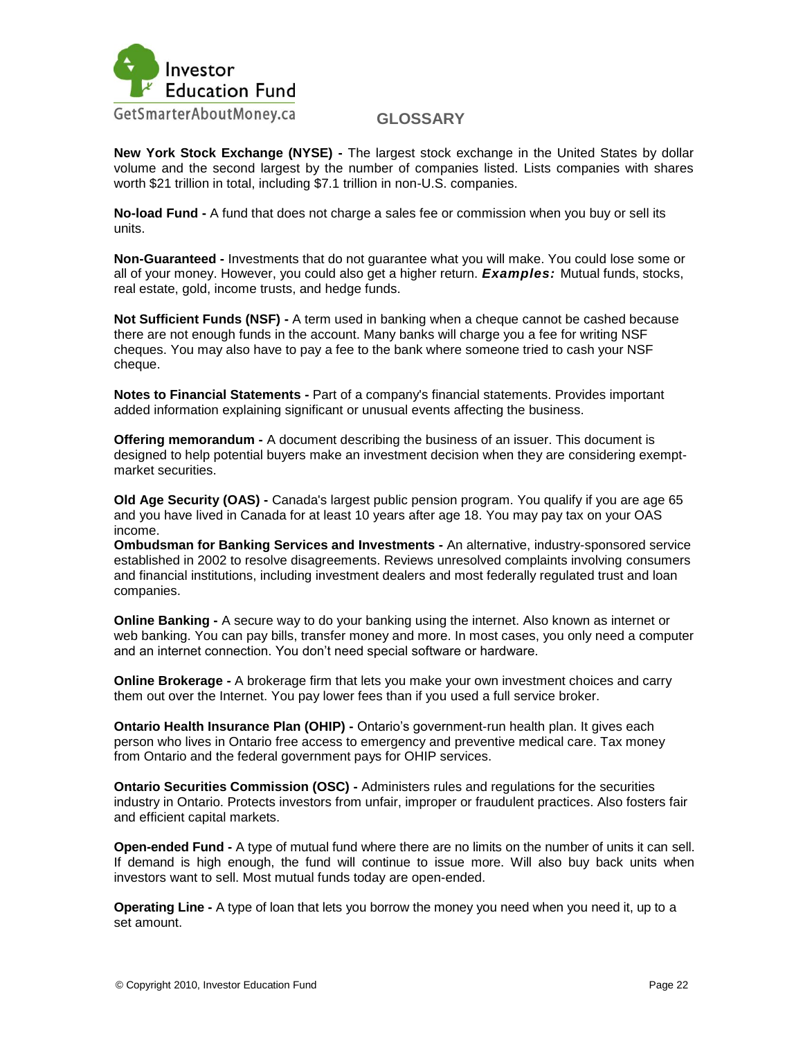## GLOSSARY

**New York Stock Exchange (NYSE) -** The largest stock exchange in the United States by dollar volume and the second largest by the number of companies listed. Lists companies with shares worth $21 trillion in total, including $7.1 trillion in non-U.S. companies.

**No-load Fund -** A fund that does not charge a sales fee or commission when you buy or sell its units.

**Non-Guaranteed -** Investments that do not guarantee what you will make. You could lose some or all of your money. However, you could also get a higher return. ***Examples:*** Mutual funds, stocks, real estate, gold, income trusts, and hedge funds.

**Not Sufficient Funds (NSF) -** A term used in banking when a cheque cannot be cashed because there are not enough funds in the account. Many banks will charge you a fee for writing NSF cheques. You may also have to pay a fee to the bank where someone tried to cash your NSF cheque.

**Notes to Financial Statements -** Part of a company's financial statements. Provides important added information explaining significant or unusual events affecting the business.

**Offering memorandum -** A document describing the business of an issuer. This document is designed to help potential buyers make an investment decision when they are considering exempt-market securities.

**Old Age Security (OAS) -** Canada's largest public pension program. You qualify if you are age 65 and you have lived in Canada for at least 10 years after age 18. You may pay tax on your OAS income.

**Ombudsman for Banking Services and Investments -** An alternative, industry-sponsored service established in 2002 to resolve disagreements. Reviews unresolved complaints involving consumers and financial institutions, including investment dealers and most federally regulated trust and loan companies.

**Online Banking -** A secure way to do your banking using the internet. Also known as internet or web banking. You can pay bills, transfer money and more. In most cases, you only need a computer and an internet connection. You don’t need special software or hardware.

**Online Brokerage -** A brokerage firm that lets you make your own investment choices and carry them out over the Internet. You pay lower fees than if you used a full service broker.

**Ontario Health Insurance Plan (OHIP) -** Ontario’s government-run health plan. It gives each person who lives in Ontario free access to emergency and preventive medical care. Tax money from Ontario and the federal government pays for OHIP services.

**Ontario Securities Commission (OSC) -** Administers rules and regulations for the securities industry in Ontario. Protects investors from unfair, improper or fraudulent practices. Also fosters fair and efficient capital markets.

**Open-ended Fund -** A type of mutual fund where there are no limits on the number of units it can sell. If demand is high enough, the fund will continue to issue more. Will also buy back units when investors want to sell. Most mutual funds today are open-ended.

**Operating Line -** A type of loan that lets you borrow the money you need when you need it, up to a set amount.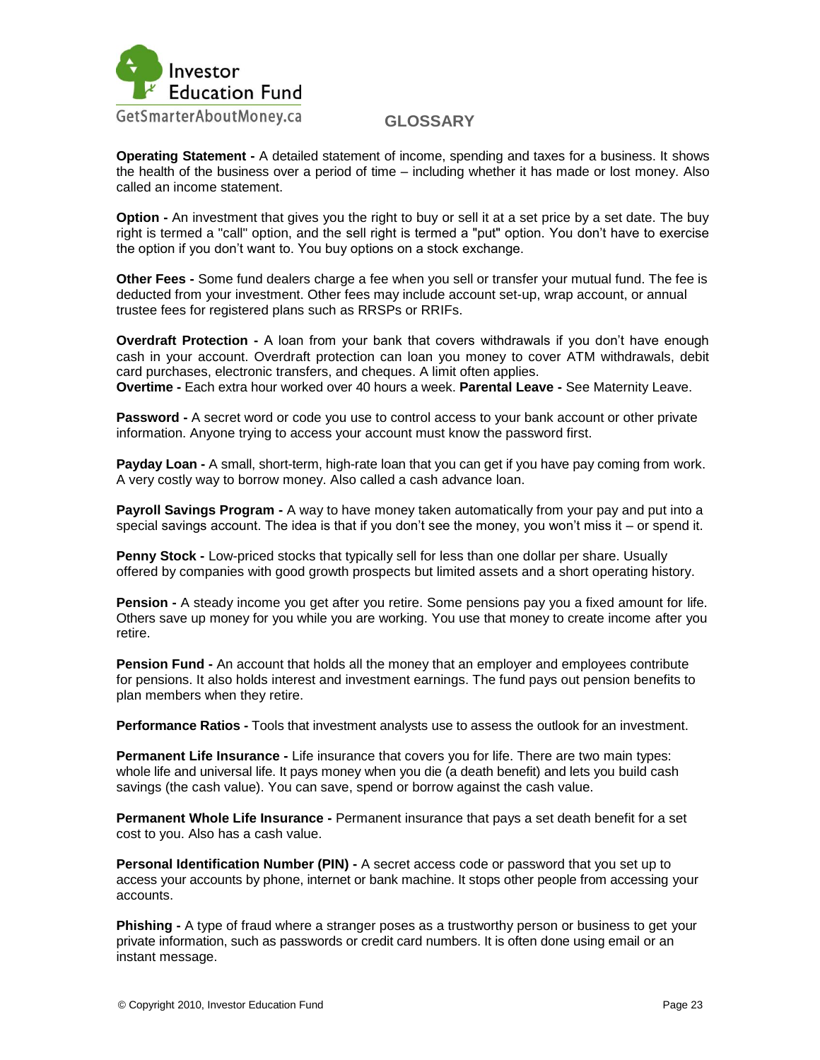## GLOSSARY

**Operating Statement -** A detailed statement of income, spending and taxes for a business. It shows the health of the business over a period of time – including whether it has made or lost money. Also called an income statement.

**Option -** An investment that gives you the right to buy or sell it at a set price by a set date. The buy right is termed a "call" option, and the sell right is termed a "put" option. You don't have to exercise the option if you don't want to. You buy options on a stock exchange.

**Other Fees -** Some fund dealers charge a fee when you sell or transfer your mutual fund. The fee is deducted from your investment. Other fees may include account set-up, wrap account, or annual trustee fees for registered plans such as RRSPs or RRIFs.

**Overdraft Protection -** A loan from your bank that covers withdrawals if you don't have enough cash in your account. Overdraft protection can loan you money to cover ATM withdrawals, debit card purchases, electronic transfers, and cheques. A limit often applies.
**Overtime -** Each extra hour worked over 40 hours a week. **Parental Leave -** See Maternity Leave.

**Password -** A secret word or code you use to control access to your bank account or other private information. Anyone trying to access your account must know the password first.

**Payday Loan -** A small, short-term, high-rate loan that you can get if you have pay coming from work. A very costly way to borrow money. Also called a cash advance loan.

**Payroll Savings Program -** A way to have money taken automatically from your pay and put into a special savings account. The idea is that if you don't see the money, you won't miss it – or spend it.

**Penny Stock -** Low-priced stocks that typically sell for less than one dollar per share. Usually offered by companies with good growth prospects but limited assets and a short operating history.

**Pension -** A steady income you get after you retire. Some pensions pay you a fixed amount for life. Others save up money for you while you are working. You use that money to create income after you retire.

**Pension Fund -** An account that holds all the money that an employer and employees contribute for pensions. It also holds interest and investment earnings. The fund pays out pension benefits to plan members when they retire.

**Performance Ratios -** Tools that investment analysts use to assess the outlook for an investment.

**Permanent Life Insurance -** Life insurance that covers you for life. There are two main types: whole life and universal life. It pays money when you die (a death benefit) and lets you build cash savings (the cash value). You can save, spend or borrow against the cash value.

**Permanent Whole Life Insurance -** Permanent insurance that pays a set death benefit for a set cost to you. Also has a cash value.

**Personal Identification Number (PIN) -** A secret access code or password that you set up to access your accounts by phone, internet or bank machine. It stops other people from accessing your accounts.

**Phishing -** A type of fraud where a stranger poses as a trustworthy person or business to get your private information, such as passwords or credit card numbers. It is often done using email or an instant message.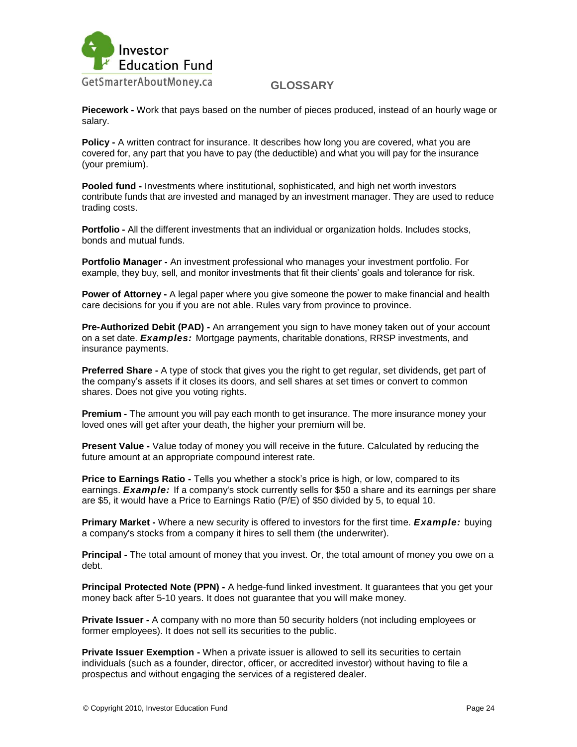## GLOSSARY

**Piecework -** Work that pays based on the number of pieces produced, instead of an hourly wage or salary.

**Policy -** A written contract for insurance. It describes how long you are covered, what you are covered for, any part that you have to pay (the deductible) and what you will pay for the insurance (your premium).

**Pooled fund -** Investments where institutional, sophisticated, and high net worth investors contribute funds that are invested and managed by an investment manager. They are used to reduce trading costs.

**Portfolio -** All the different investments that an individual or organization holds. Includes stocks, bonds and mutual funds.

**Portfolio Manager -** An investment professional who manages your investment portfolio. For example, they buy, sell, and monitor investments that fit their clients' goals and tolerance for risk.

**Power of Attorney -** A legal paper where you give someone the power to make financial and health care decisions for you if you are not able. Rules vary from province to province.

**Pre-Authorized Debit (PAD) -** An arrangement you sign to have money taken out of your account on a set date. ***Examples:*** Mortgage payments, charitable donations, RRSP investments, and insurance payments.

**Preferred Share -** A type of stock that gives you the right to get regular, set dividends, get part of the company's assets if it closes its doors, and sell shares at set times or convert to common shares. Does not give you voting rights.

**Premium -** The amount you will pay each month to get insurance. The more insurance money your loved ones will get after your death, the higher your premium will be.

**Present Value -** Value today of money you will receive in the future. Calculated by reducing the future amount at an appropriate compound interest rate.

**Price to Earnings Ratio -** Tells you whether a stock's price is high, or low, compared to its earnings. ***Example:*** If a company's stock currently sells for $50 a share and its earnings per share are $5, it would have a Price to Earnings Ratio (P/E) of $50 divided by 5, to equal 10.

**Primary Market -** Where a new security is offered to investors for the first time. ***Example:*** buying a company's stocks from a company it hires to sell them (the underwriter).

**Principal -** The total amount of money that you invest. Or, the total amount of money you owe on a debt.

**Principal Protected Note (PPN) -** A hedge-fund linked investment. It guarantees that you get your money back after 5-10 years. It does not guarantee that you will make money.

**Private Issuer -** A company with no more than 50 security holders (not including employees or former employees). It does not sell its securities to the public.

**Private Issuer Exemption -** When a private issuer is allowed to sell its securities to certain individuals (such as a founder, director, officer, or accredited investor) without having to file a prospectus and without engaging the services of a registered dealer.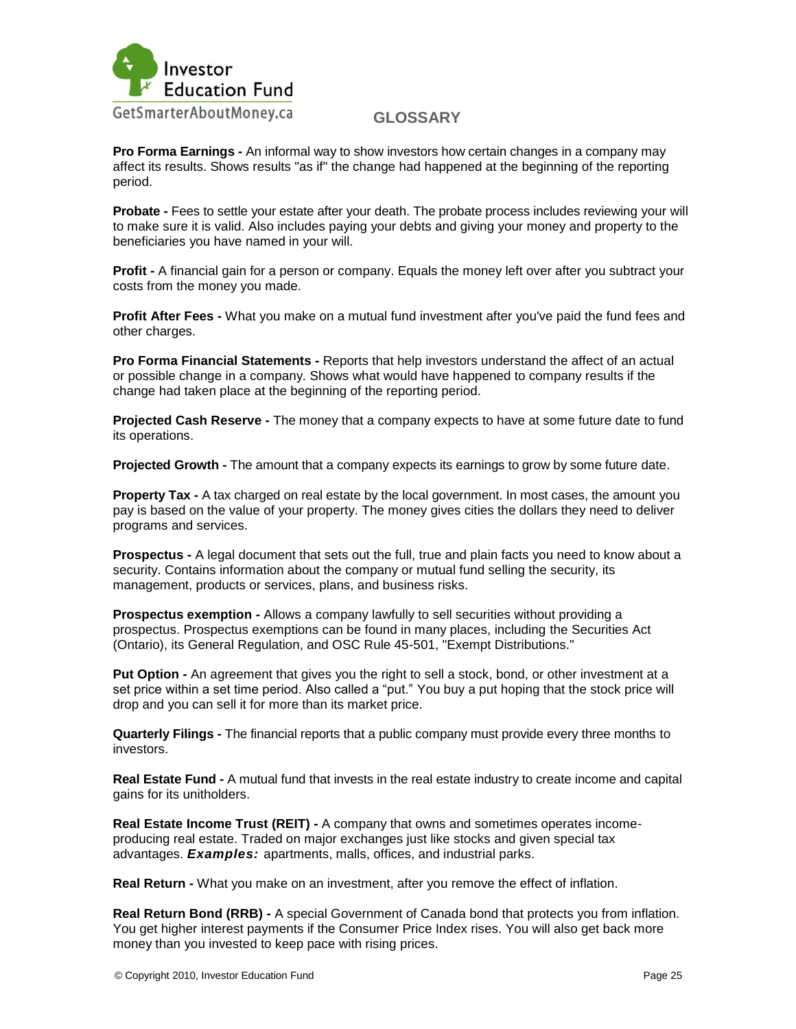## GLOSSARY

**Pro Forma Earnings -** An informal way to show investors how certain changes in a company may affect its results. Shows results "as if" the change had happened at the beginning of the reporting period.

**Probate -** Fees to settle your estate after your death. The probate process includes reviewing your will to make sure it is valid. Also includes paying your debts and giving your money and property to the beneficiaries you have named in your will.

**Profit -** A financial gain for a person or company. Equals the money left over after you subtract your costs from the money you made.

**Profit After Fees -** What you make on a mutual fund investment after you've paid the fund fees and other charges.

**Pro Forma Financial Statements -** Reports that help investors understand the affect of an actual or possible change in a company. Shows what would have happened to company results if the change had taken place at the beginning of the reporting period.

**Projected Cash Reserve -** The money that a company expects to have at some future date to fund its operations.

**Projected Growth -** The amount that a company expects its earnings to grow by some future date.

**Property Tax -** A tax charged on real estate by the local government. In most cases, the amount you pay is based on the value of your property. The money gives cities the dollars they need to deliver programs and services.

**Prospectus -** A legal document that sets out the full, true and plain facts you need to know about a security. Contains information about the company or mutual fund selling the security, its management, products or services, plans, and business risks.

**Prospectus exemption -** Allows a company lawfully to sell securities without providing a prospectus. Prospectus exemptions can be found in many places, including the Securities Act (Ontario), its General Regulation, and OSC Rule 45-501, "Exempt Distributions."

**Put Option -** An agreement that gives you the right to sell a stock, bond, or other investment at a set price within a set time period. Also called a "put." You buy a put hoping that the stock price will drop and you can sell it for more than its market price.

**Quarterly Filings -** The financial reports that a public company must provide every three months to investors.

**Real Estate Fund -** A mutual fund that invests in the real estate industry to create income and capital gains for its unitholders.

**Real Estate Income Trust (REIT) -** A company that owns and sometimes operates income-producing real estate. Traded on major exchanges just like stocks and given special tax advantages. ***Examples:*** apartments, malls, offices, and industrial parks.

**Real Return -** What you make on an investment, after you remove the effect of inflation.

**Real Return Bond (RRB) -** A special Government of Canada bond that protects you from inflation. You get higher interest payments if the Consumer Price Index rises. You will also get back more money than you invested to keep pace with rising prices.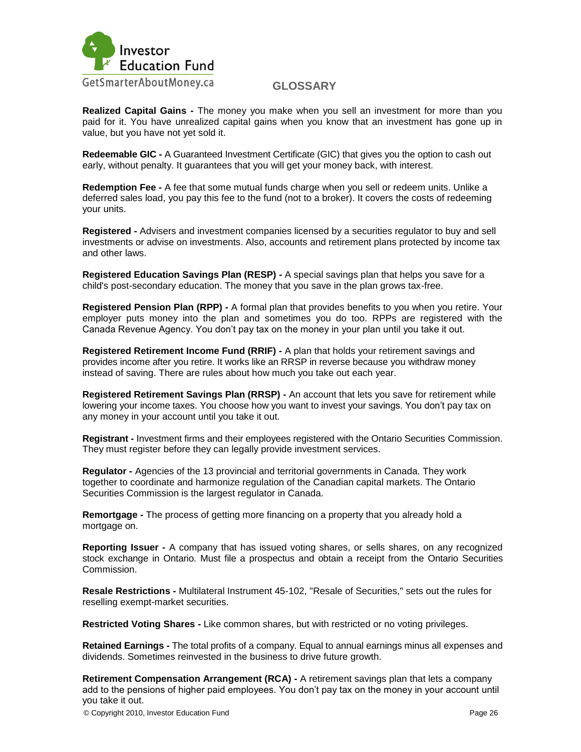## GLOSSARY

**Realized Capital Gains -** The money you make when you sell an investment for more than you paid for it. You have unrealized capital gains when you know that an investment has gone up in value, but you have not yet sold it.

**Redeemable GIC -** A Guaranteed Investment Certificate (GIC) that gives you the option to cash out early, without penalty. It guarantees that you will get your money back, with interest.

**Redemption Fee -** A fee that some mutual funds charge when you sell or redeem units. Unlike a deferred sales load, you pay this fee to the fund (not to a broker). It covers the costs of redeeming your units.

**Registered -** Advisers and investment companies licensed by a securities regulator to buy and sell investments or advise on investments. Also, accounts and retirement plans protected by income tax and other laws.

**Registered Education Savings Plan (RESP) -** A special savings plan that helps you save for a child's post-secondary education. The money that you save in the plan grows tax-free.

**Registered Pension Plan (RPP) -** A formal plan that provides benefits to you when you retire. Your employer puts money into the plan and sometimes you do too. RPPs are registered with the Canada Revenue Agency. You don't pay tax on the money in your plan until you take it out.

**Registered Retirement Income Fund (RRIF) -** A plan that holds your retirement savings and provides income after you retire. It works like an RRSP in reverse because you withdraw money instead of saving. There are rules about how much you take out each year.

**Registered Retirement Savings Plan (RRSP) -** An account that lets you save for retirement while lowering your income taxes. You choose how you want to invest your savings. You don't pay tax on any money in your account until you take it out.

**Registrant -** Investment firms and their employees registered with the Ontario Securities Commission. They must register before they can legally provide investment services.

**Regulator -** Agencies of the 13 provincial and territorial governments in Canada. They work together to coordinate and harmonize regulation of the Canadian capital markets. The Ontario Securities Commission is the largest regulator in Canada.

**Remortgage -** The process of getting more financing on a property that you already hold a mortgage on.

**Reporting Issuer -** A company that has issued voting shares, or sells shares, on any recognized stock exchange in Ontario. Must file a prospectus and obtain a receipt from the Ontario Securities Commission.

**Resale Restrictions -** Multilateral Instrument 45-102, "Resale of Securities," sets out the rules for reselling exempt-market securities.

**Restricted Voting Shares -** Like common shares, but with restricted or no voting privileges.

**Retained Earnings -** The total profits of a company. Equal to annual earnings minus all expenses and dividends. Sometimes reinvested in the business to drive future growth.

**Retirement Compensation Arrangement (RCA) -** A retirement savings plan that lets a company add to the pensions of higher paid employees. You don't pay tax on the money in your account until you take it out.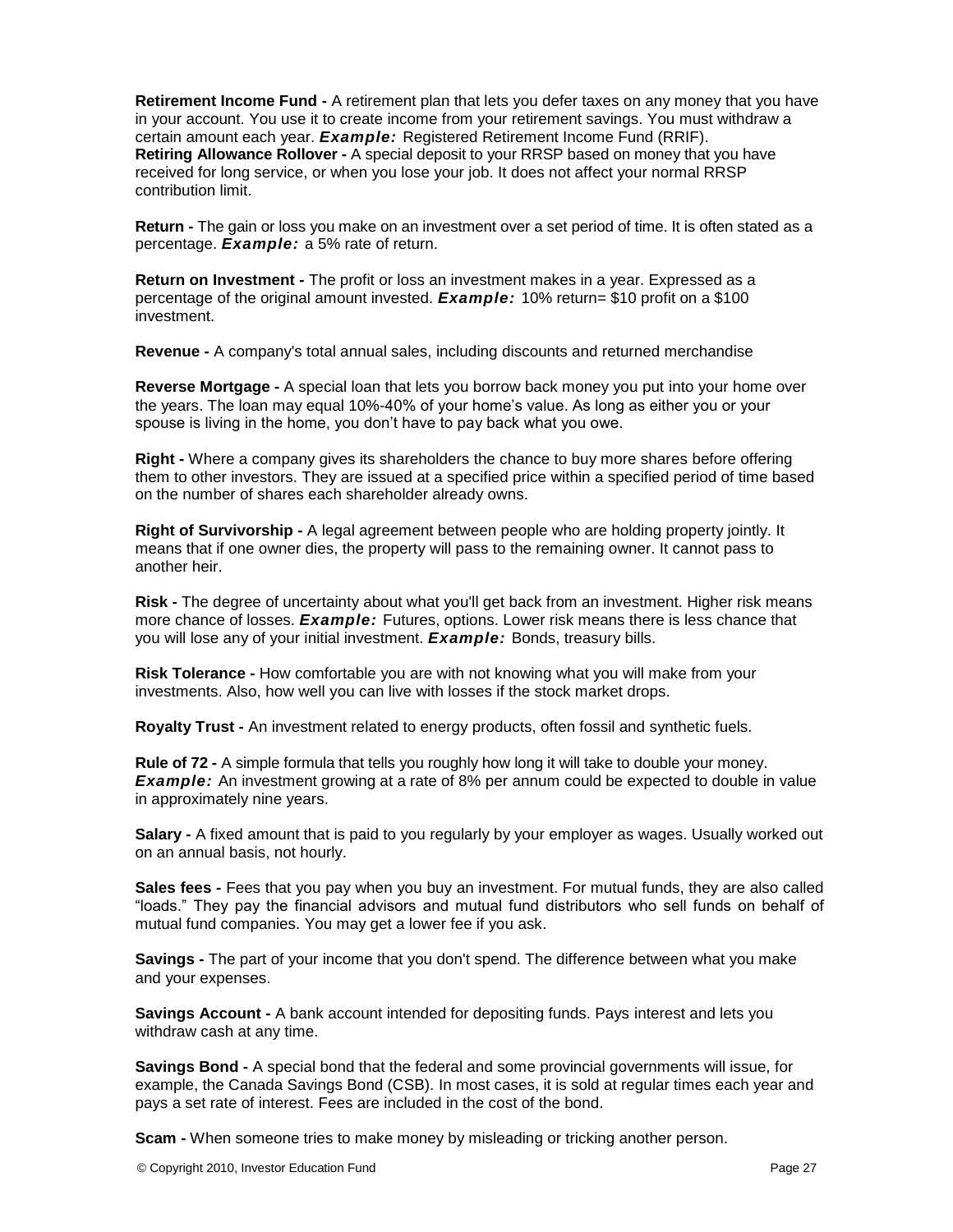**Retirement Income Fund -** A retirement plan that lets you defer taxes on any money that you have in your account. You use it to create income from your retirement savings. You must withdraw a certain amount each year. ***Example:*** Registered Retirement Income Fund (RRIF).
**Retiring Allowance Rollover -** A special deposit to your RRSP based on money that you have received for long service, or when you lose your job. It does not affect your normal RRSP contribution limit.

**Return -** The gain or loss you make on an investment over a set period of time. It is often stated as a percentage. ***Example:*** a 5% rate of return.

**Return on Investment -** The profit or loss an investment makes in a year. Expressed as a percentage of the original amount invested. ***Example:*** 10% return= $10 profit on a $100 investment.

**Revenue -** A company's total annual sales, including discounts and returned merchandise

**Reverse Mortgage -** A special loan that lets you borrow back money you put into your home over the years. The loan may equal 10%-40% of your home's value. As long as either you or your spouse is living in the home, you don't have to pay back what you owe.

**Right -** Where a company gives its shareholders the chance to buy more shares before offering them to other investors. They are issued at a specified price within a specified period of time based on the number of shares each shareholder already owns.

**Right of Survivorship -** A legal agreement between people who are holding property jointly. It means that if one owner dies, the property will pass to the remaining owner. It cannot pass to another heir.

**Risk -** The degree of uncertainty about what you'll get back from an investment. Higher risk means more chance of losses. ***Example:*** Futures, options. Lower risk means there is less chance that you will lose any of your initial investment. ***Example:*** Bonds, treasury bills.

**Risk Tolerance -** How comfortable you are with not knowing what you will make from your investments. Also, how well you can live with losses if the stock market drops.

**Royalty Trust -** An investment related to energy products, often fossil and synthetic fuels.

**Rule of 72 -** A simple formula that tells you roughly how long it will take to double your money. ***Example:*** An investment growing at a rate of 8% per annum could be expected to double in value in approximately nine years.

**Salary -** A fixed amount that is paid to you regularly by your employer as wages. Usually worked out on an annual basis, not hourly.

**Sales fees -** Fees that you pay when you buy an investment. For mutual funds, they are also called "loads." They pay the financial advisors and mutual fund distributors who sell funds on behalf of mutual fund companies. You may get a lower fee if you ask.

**Savings -** The part of your income that you don't spend. The difference between what you make and your expenses.

**Savings Account -** A bank account intended for depositing funds. Pays interest and lets you withdraw cash at any time.

**Savings Bond -** A special bond that the federal and some provincial governments will issue, for example, the Canada Savings Bond (CSB). In most cases, it is sold at regular times each year and pays a set rate of interest. Fees are included in the cost of the bond.

**Scam -** When someone tries to make money by misleading or tricking another person.

© Copyright 2010, Investor Education Fund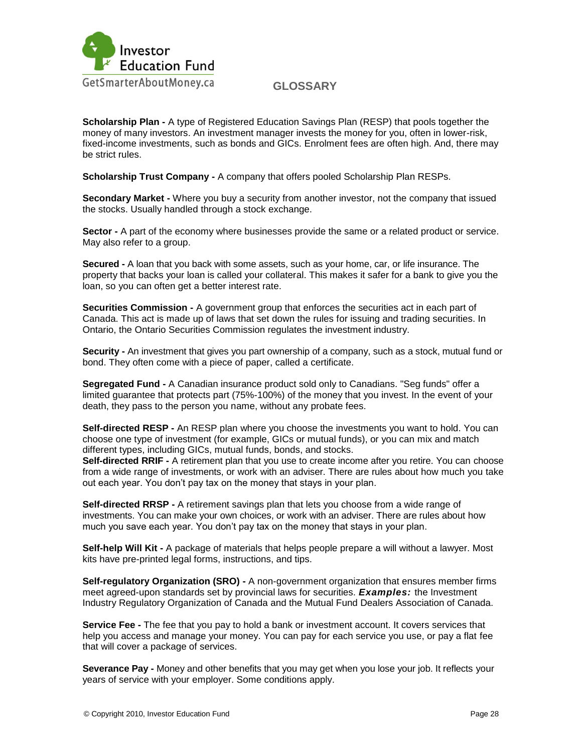## GLOSSARY

**Scholarship Plan -** A type of Registered Education Savings Plan (RESP) that pools together the money of many investors. An investment manager invests the money for you, often in lower-risk, fixed-income investments, such as bonds and GICs. Enrolment fees are often high. And, there may be strict rules.

**Scholarship Trust Company -** A company that offers pooled Scholarship Plan RESPs.

**Secondary Market -** Where you buy a security from another investor, not the company that issued the stocks. Usually handled through a stock exchange.

**Sector -** A part of the economy where businesses provide the same or a related product or service. May also refer to a group.

**Secured -** A loan that you back with some assets, such as your home, car, or life insurance. The property that backs your loan is called your collateral. This makes it safer for a bank to give you the loan, so you can often get a better interest rate.

**Securities Commission -** A government group that enforces the securities act in each part of Canada. This act is made up of laws that set down the rules for issuing and trading securities. In Ontario, the Ontario Securities Commission regulates the investment industry.

**Security -** An investment that gives you part ownership of a company, such as a stock, mutual fund or bond. They often come with a piece of paper, called a certificate.

**Segregated Fund -** A Canadian insurance product sold only to Canadians. "Seg funds" offer a limited guarantee that protects part (75%-100%) of the money that you invest. In the event of your death, they pass to the person you name, without any probate fees.

**Self-directed RESP -** An RESP plan where you choose the investments you want to hold. You can choose one type of investment (for example, GICs or mutual funds), or you can mix and match different types, including GICs, mutual funds, bonds, and stocks.

**Self-directed RRIF -** A retirement plan that you use to create income after you retire. You can choose from a wide range of investments, or work with an adviser. There are rules about how much you take out each year. You don't pay tax on the money that stays in your plan.

**Self-directed RRSP -** A retirement savings plan that lets you choose from a wide range of investments. You can make your own choices, or work with an adviser. There are rules about how much you save each year. You don't pay tax on the money that stays in your plan.

**Self-help Will Kit -** A package of materials that helps people prepare a will without a lawyer. Most kits have pre-printed legal forms, instructions, and tips.

**Self-regulatory Organization (SRO) -** A non-government organization that ensures member firms meet agreed-upon standards set by provincial laws for securities. ***Examples:*** the Investment Industry Regulatory Organization of Canada and the Mutual Fund Dealers Association of Canada.

**Service Fee -** The fee that you pay to hold a bank or investment account. It covers services that help you access and manage your money. You can pay for each service you use, or pay a flat fee that will cover a package of services.

**Severance Pay -** Money and other benefits that you may get when you lose your job. It reflects your years of service with your employer. Some conditions apply.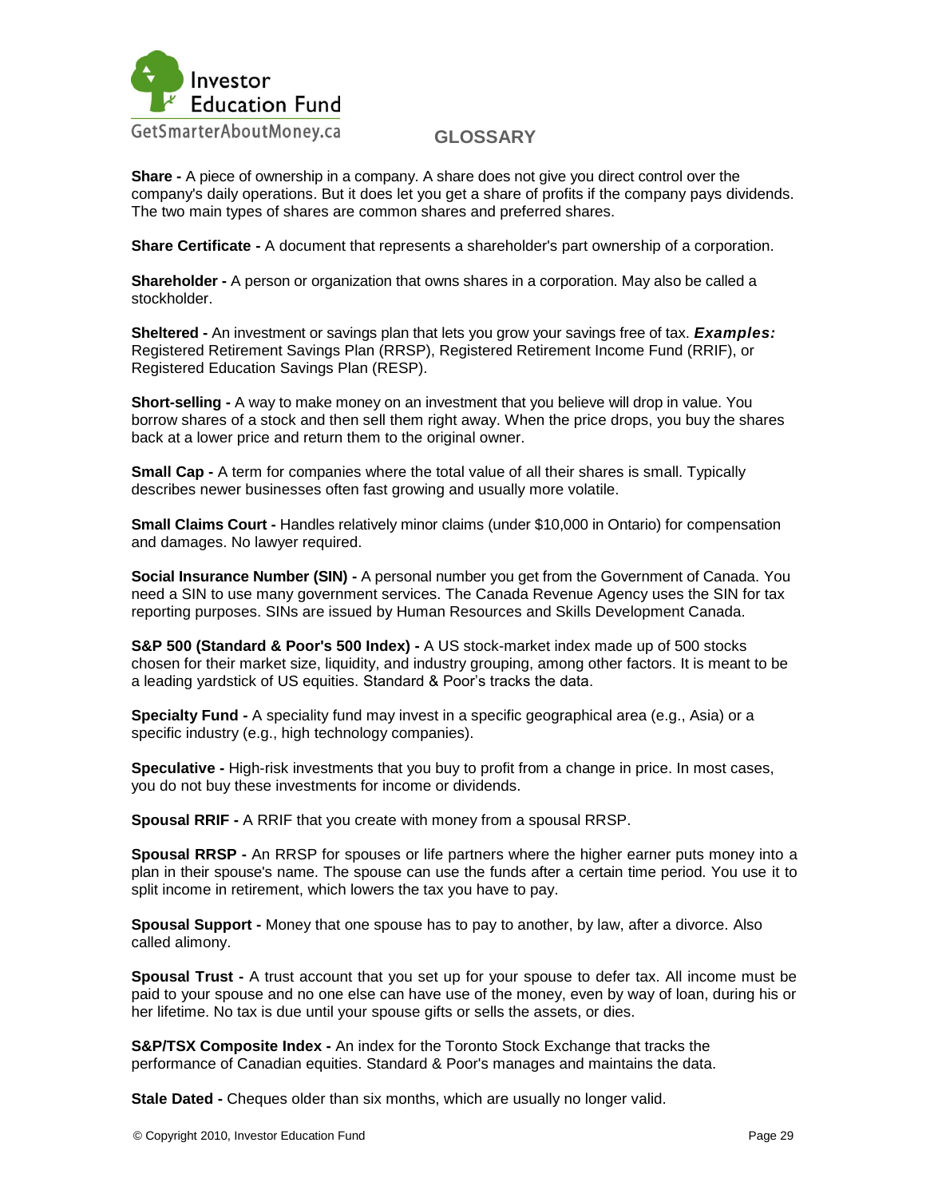## GLOSSARY

**Share -** A piece of ownership in a company. A share does not give you direct control over the company's daily operations. But it does let you get a share of profits if the company pays dividends. The two main types of shares are common shares and preferred shares.

**Share Certificate -** A document that represents a shareholder's part ownership of a corporation.

**Shareholder -** A person or organization that owns shares in a corporation. May also be called a stockholder.

**Sheltered -** An investment or savings plan that lets you grow your savings free of tax. ***Examples:*** Registered Retirement Savings Plan (RRSP), Registered Retirement Income Fund (RRIF), or Registered Education Savings Plan (RESP).

**Short-selling -** A way to make money on an investment that you believe will drop in value. You borrow shares of a stock and then sell them right away. When the price drops, you buy the shares back at a lower price and return them to the original owner.

**Small Cap -** A term for companies where the total value of all their shares is small. Typically describes newer businesses often fast growing and usually more volatile.

**Small Claims Court -** Handles relatively minor claims (under $10,000 in Ontario) for compensation and damages. No lawyer required.

**Social Insurance Number (SIN) -** A personal number you get from the Government of Canada. You need a SIN to use many government services. The Canada Revenue Agency uses the SIN for tax reporting purposes. SINs are issued by Human Resources and Skills Development Canada.

**S&P 500 (Standard & Poor's 500 Index) -** A US stock-market index made up of 500 stocks chosen for their market size, liquidity, and industry grouping, among other factors. It is meant to be a leading yardstick of US equities. Standard & Poor's tracks the data.

**Specialty Fund -** A speciality fund may invest in a specific geographical area (e.g., Asia) or a specific industry (e.g., high technology companies).

**Speculative -** High-risk investments that you buy to profit from a change in price. In most cases, you do not buy these investments for income or dividends.

**Spousal RRIF -** A RRIF that you create with money from a spousal RRSP.

**Spousal RRSP -** An RRSP for spouses or life partners where the higher earner puts money into a plan in their spouse's name. The spouse can use the funds after a certain time period. You use it to split income in retirement, which lowers the tax you have to pay.

**Spousal Support -** Money that one spouse has to pay to another, by law, after a divorce. Also called alimony.

**Spousal Trust -** A trust account that you set up for your spouse to defer tax. All income must be paid to your spouse and no one else can have use of the money, even by way of loan, during his or her lifetime. No tax is due until your spouse gifts or sells the assets, or dies.

**S&P/TSX Composite Index -** An index for the Toronto Stock Exchange that tracks the performance of Canadian equities. Standard & Poor's manages and maintains the data.

**Stale Dated -** Cheques older than six months, which are usually no longer valid.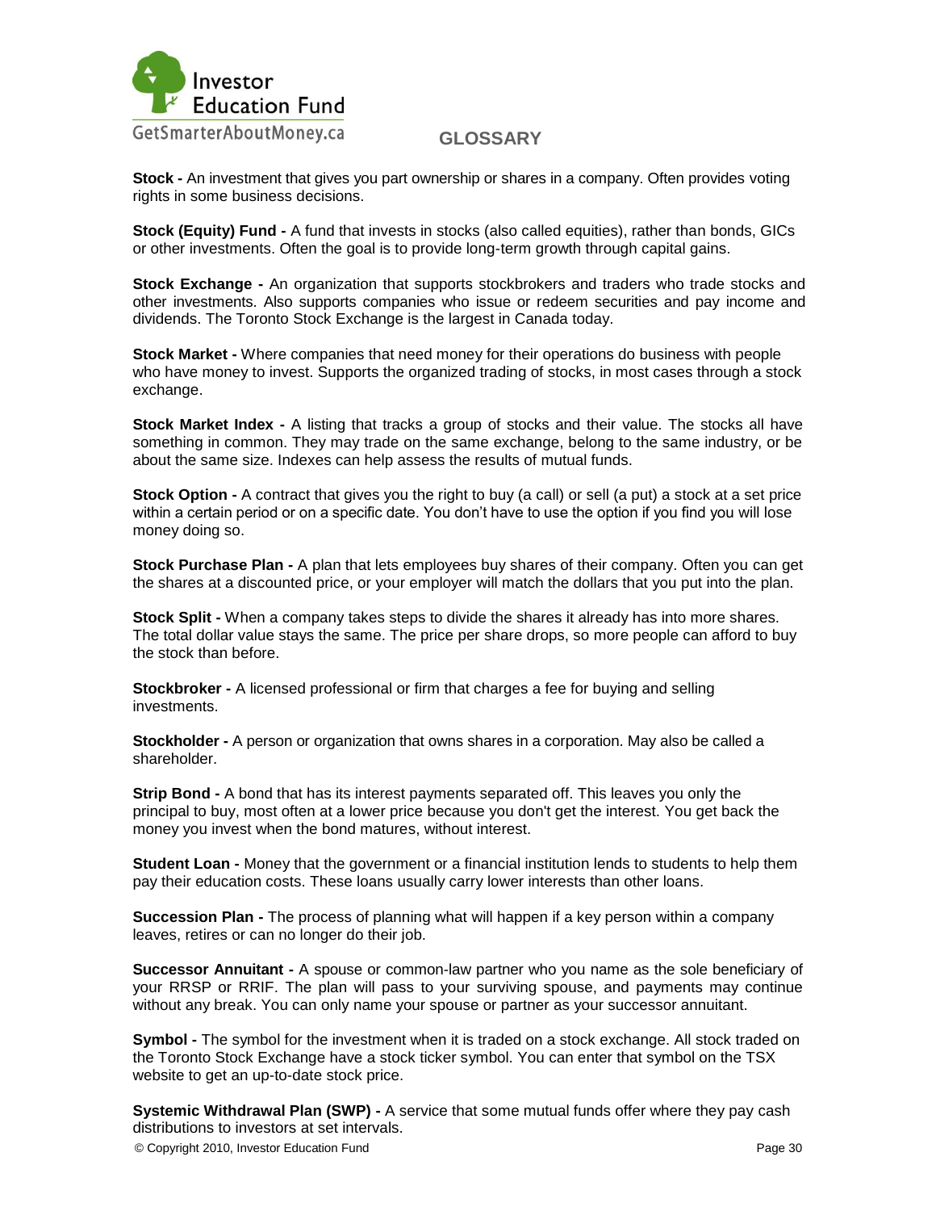## GLOSSARY

**Stock -** An investment that gives you part ownership or shares in a company. Often provides voting rights in some business decisions.

**Stock (Equity) Fund -** A fund that invests in stocks (also called equities), rather than bonds, GICs or other investments. Often the goal is to provide long-term growth through capital gains.

**Stock Exchange -** An organization that supports stockbrokers and traders who trade stocks and other investments. Also supports companies who issue or redeem securities and pay income and dividends. The Toronto Stock Exchange is the largest in Canada today.

**Stock Market -** Where companies that need money for their operations do business with people who have money to invest. Supports the organized trading of stocks, in most cases through a stock exchange.

**Stock Market Index -** A listing that tracks a group of stocks and their value. The stocks all have something in common. They may trade on the same exchange, belong to the same industry, or be about the same size. Indexes can help assess the results of mutual funds.

**Stock Option -** A contract that gives you the right to buy (a call) or sell (a put) a stock at a set price within a certain period or on a specific date. You don't have to use the option if you find you will lose money doing so.

**Stock Purchase Plan -** A plan that lets employees buy shares of their company. Often you can get the shares at a discounted price, or your employer will match the dollars that you put into the plan.

**Stock Split -** When a company takes steps to divide the shares it already has into more shares. The total dollar value stays the same. The price per share drops, so more people can afford to buy the stock than before.

**Stockbroker -** A licensed professional or firm that charges a fee for buying and selling investments.

**Stockholder -** A person or organization that owns shares in a corporation. May also be called a shareholder.

**Strip Bond -** A bond that has its interest payments separated off. This leaves you only the principal to buy, most often at a lower price because you don't get the interest. You get back the money you invest when the bond matures, without interest.

**Student Loan -** Money that the government or a financial institution lends to students to help them pay their education costs. These loans usually carry lower interests than other loans.

**Succession Plan -** The process of planning what will happen if a key person within a company leaves, retires or can no longer do their job.

**Successor Annuitant -** A spouse or common-law partner who you name as the sole beneficiary of your RRSP or RRIF. The plan will pass to your surviving spouse, and payments may continue without any break. You can only name your spouse or partner as your successor annuitant.

**Symbol -** The symbol for the investment when it is traded on a stock exchange. All stock traded on the Toronto Stock Exchange have a stock ticker symbol. You can enter that symbol on the TSX website to get an up-to-date stock price.

**Systemic Withdrawal Plan (SWP) -** A service that some mutual funds offer where they pay cash distributions to investors at set intervals.

© Copyright 2010, Investor Education Fund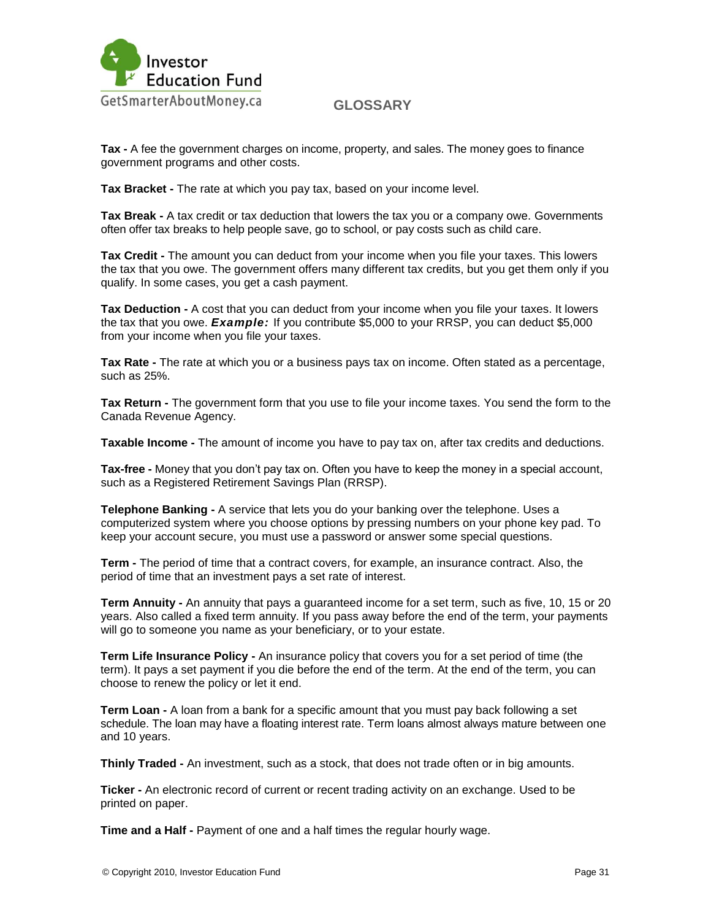# GLOSSARY

**Tax -** A fee the government charges on income, property, and sales. The money goes to finance government programs and other costs.

**Tax Bracket -** The rate at which you pay tax, based on your income level.

**Tax Break -** A tax credit or tax deduction that lowers the tax you or a company owe. Governments often offer tax breaks to help people save, go to school, or pay costs such as child care.

**Tax Credit -** The amount you can deduct from your income when you file your taxes. This lowers the tax that you owe. The government offers many different tax credits, but you get them only if you qualify. In some cases, you get a cash payment.

**Tax Deduction -** A cost that you can deduct from your income when you file your taxes. It lowers the tax that you owe. ***Example:*** If you contribute $5,000 to your RRSP, you can deduct $5,000 from your income when you file your taxes.

**Tax Rate -** The rate at which you or a business pays tax on income. Often stated as a percentage, such as 25%.

**Tax Return -** The government form that you use to file your income taxes. You send the form to the Canada Revenue Agency.

**Taxable Income -** The amount of income you have to pay tax on, after tax credits and deductions.

**Tax-free -** Money that you don't pay tax on. Often you have to keep the money in a special account, such as a Registered Retirement Savings Plan (RRSP).

**Telephone Banking -** A service that lets you do your banking over the telephone. Uses a computerized system where you choose options by pressing numbers on your phone key pad. To keep your account secure, you must use a password or answer some special questions.

**Term -** The period of time that a contract covers, for example, an insurance contract. Also, the period of time that an investment pays a set rate of interest.

**Term Annuity -** An annuity that pays a guaranteed income for a set term, such as five, 10, 15 or 20 years. Also called a fixed term annuity. If you pass away before the end of the term, your payments will go to someone you name as your beneficiary, or to your estate.

**Term Life Insurance Policy -** An insurance policy that covers you for a set period of time (the term). It pays a set payment if you die before the end of the term. At the end of the term, you can choose to renew the policy or let it end.

**Term Loan -** A loan from a bank for a specific amount that you must pay back following a set schedule. The loan may have a floating interest rate. Term loans almost always mature between one and 10 years.

**Thinly Traded -** An investment, such as a stock, that does not trade often or in big amounts.

**Ticker -** An electronic record of current or recent trading activity on an exchange. Used to be printed on paper.

**Time and a Half -** Payment of one and a half times the regular hourly wage.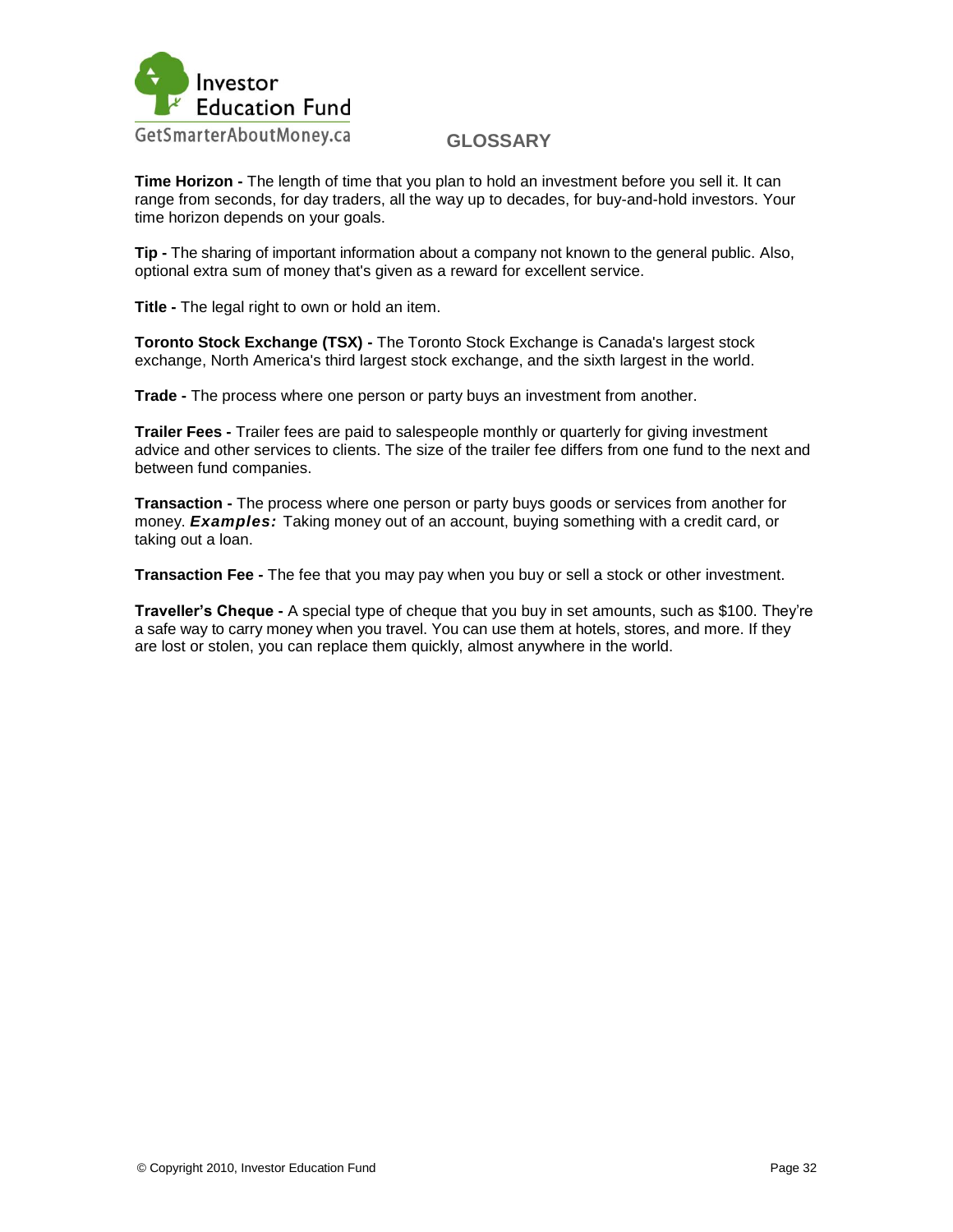## GLOSSARY

**Time Horizon -** The length of time that you plan to hold an investment before you sell it. It can range from seconds, for day traders, all the way up to decades, for buy-and-hold investors. Your time horizon depends on your goals.

**Tip -** The sharing of important information about a company not known to the general public. Also, optional extra sum of money that's given as a reward for excellent service.

**Title -** The legal right to own or hold an item.

**Toronto Stock Exchange (TSX) -** The Toronto Stock Exchange is Canada's largest stock exchange, North America's third largest stock exchange, and the sixth largest in the world.

**Trade -** The process where one person or party buys an investment from another.

**Trailer Fees -** Trailer fees are paid to salespeople monthly or quarterly for giving investment advice and other services to clients. The size of the trailer fee differs from one fund to the next and between fund companies.

**Transaction -** The process where one person or party buys goods or services from another for money. ***Examples:*** Taking money out of an account, buying something with a credit card, or taking out a loan.

**Transaction Fee -** The fee that you may pay when you buy or sell a stock or other investment.

**Traveller's Cheque -** A special type of cheque that you buy in set amounts, such as $100. They're a safe way to carry money when you travel. You can use them at hotels, stores, and more. If they are lost or stolen, you can replace them quickly, almost anywhere in the world.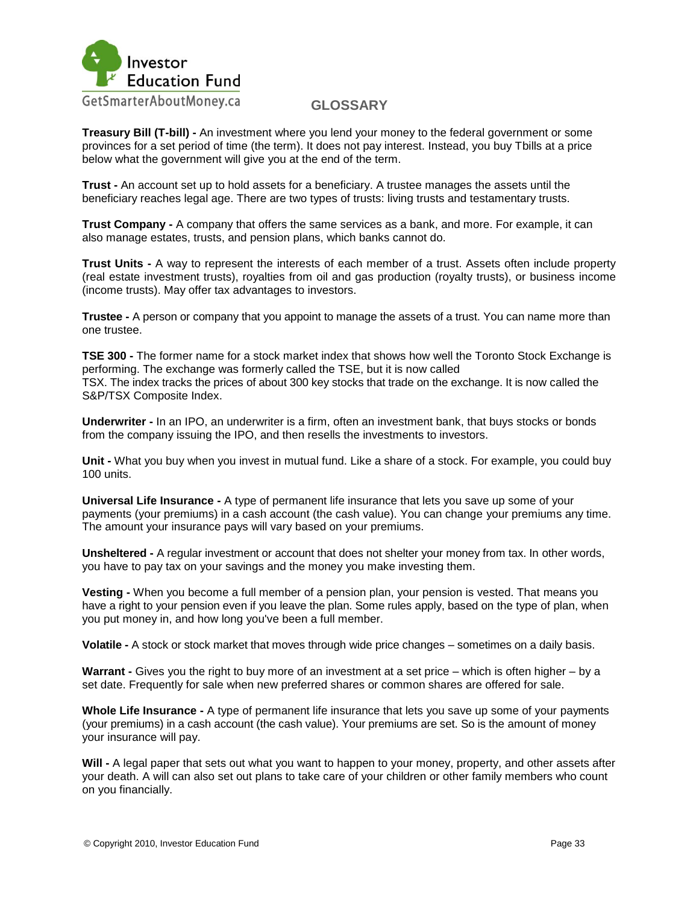## GLOSSARY

**Treasury Bill (T-bill) -** An investment where you lend your money to the federal government or some provinces for a set period of time (the term). It does not pay interest. Instead, you buy Tbills at a price below what the government will give you at the end of the term.

**Trust -** An account set up to hold assets for a beneficiary. A trustee manages the assets until the beneficiary reaches legal age. There are two types of trusts: living trusts and testamentary trusts.

**Trust Company -** A company that offers the same services as a bank, and more. For example, it can also manage estates, trusts, and pension plans, which banks cannot do.

**Trust Units -** A way to represent the interests of each member of a trust. Assets often include property (real estate investment trusts), royalties from oil and gas production (royalty trusts), or business income (income trusts). May offer tax advantages to investors.

**Trustee -** A person or company that you appoint to manage the assets of a trust. You can name more than one trustee.

**TSE 300 -** The former name for a stock market index that shows how well the Toronto Stock Exchange is performing. The exchange was formerly called the TSE, but it is now called TSX. The index tracks the prices of about 300 key stocks that trade on the exchange. It is now called the S&P/TSX Composite Index.

**Underwriter -** In an IPO, an underwriter is a firm, often an investment bank, that buys stocks or bonds from the company issuing the IPO, and then resells the investments to investors.

**Unit -** What you buy when you invest in mutual fund. Like a share of a stock. For example, you could buy 100 units.

**Universal Life Insurance -** A type of permanent life insurance that lets you save up some of your payments (your premiums) in a cash account (the cash value). You can change your premiums any time. The amount your insurance pays will vary based on your premiums.

**Unsheltered -** A regular investment or account that does not shelter your money from tax. In other words, you have to pay tax on your savings and the money you make investing them.

**Vesting -** When you become a full member of a pension plan, your pension is vested. That means you have a right to your pension even if you leave the plan. Some rules apply, based on the type of plan, when you put money in, and how long you've been a full member.

**Volatile -** A stock or stock market that moves through wide price changes – sometimes on a daily basis.

**Warrant -** Gives you the right to buy more of an investment at a set price – which is often higher – by a set date. Frequently for sale when new preferred shares or common shares are offered for sale.

**Whole Life Insurance -** A type of permanent life insurance that lets you save up some of your payments (your premiums) in a cash account (the cash value). Your premiums are set. So is the amount of money your insurance will pay.

**Will -** A legal paper that sets out what you want to happen to your money, property, and other assets after your death. A will can also set out plans to take care of your children or other family members who count on you financially.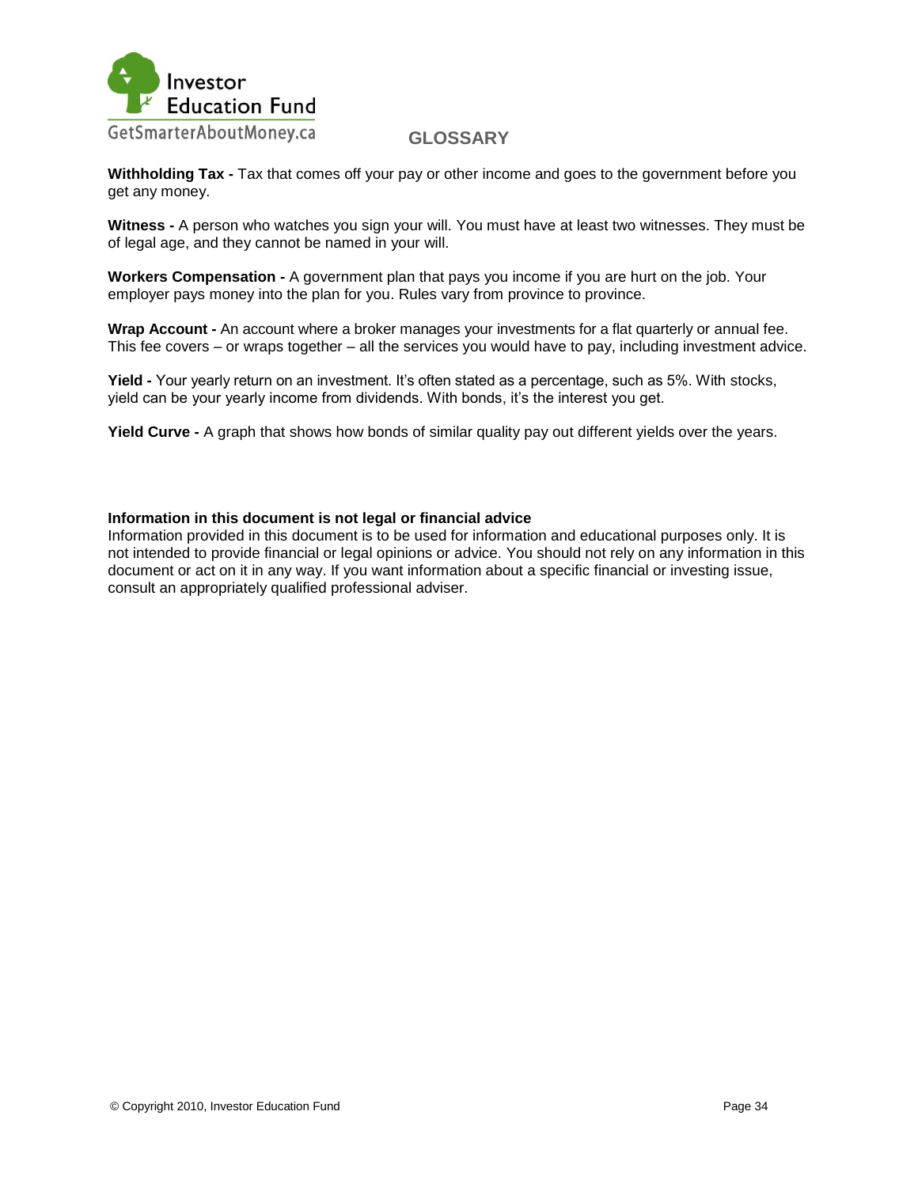## GLOSSARY

**Withholding Tax -** Tax that comes off your pay or other income and goes to the government before you get any money.

**Witness -** A person who watches you sign your will. You must have at least two witnesses. They must be of legal age, and they cannot be named in your will.

**Workers Compensation -** A government plan that pays you income if you are hurt on the job. Your employer pays money into the plan for you. Rules vary from province to province.

**Wrap Account -** An account where a broker manages your investments for a flat quarterly or annual fee. This fee covers – or wraps together – all the services you would have to pay, including investment advice.

**Yield -** Your yearly return on an investment. It's often stated as a percentage, such as 5%. With stocks, yield can be your yearly income from dividends. With bonds, it's the interest you get.

**Yield Curve -** A graph that shows how bonds of similar quality pay out different yields over the years.

**Information in this document is not legal or financial advice**
Information provided in this document is to be used for information and educational purposes only. It is not intended to provide financial or legal opinions or advice. You should not rely on any information in this document or act on it in any way. If you want information about a specific financial or investing issue, consult an appropriately qualified professional adviser.